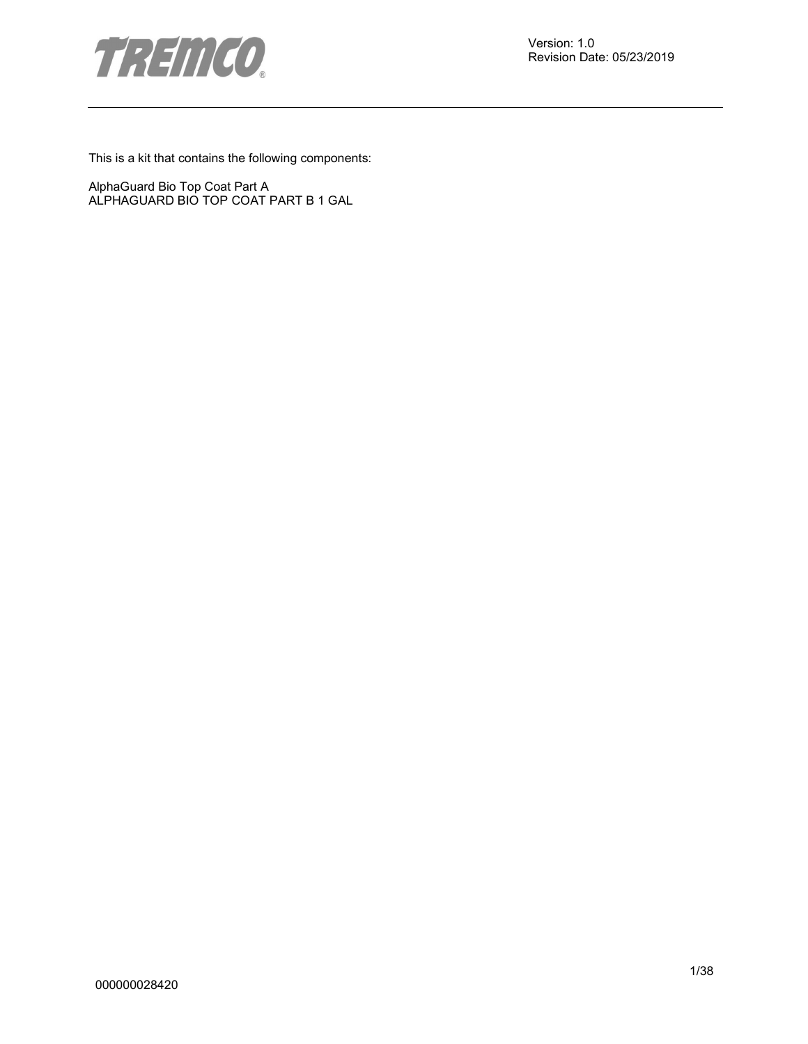Version: 1.0
Revision Date: 05/23/2019

This is a kit that contains the following components:

AlphaGuard Bio Top Coat Part A
ALPHAGUARD BIO TOP COAT PART B 1 GAL

000000028420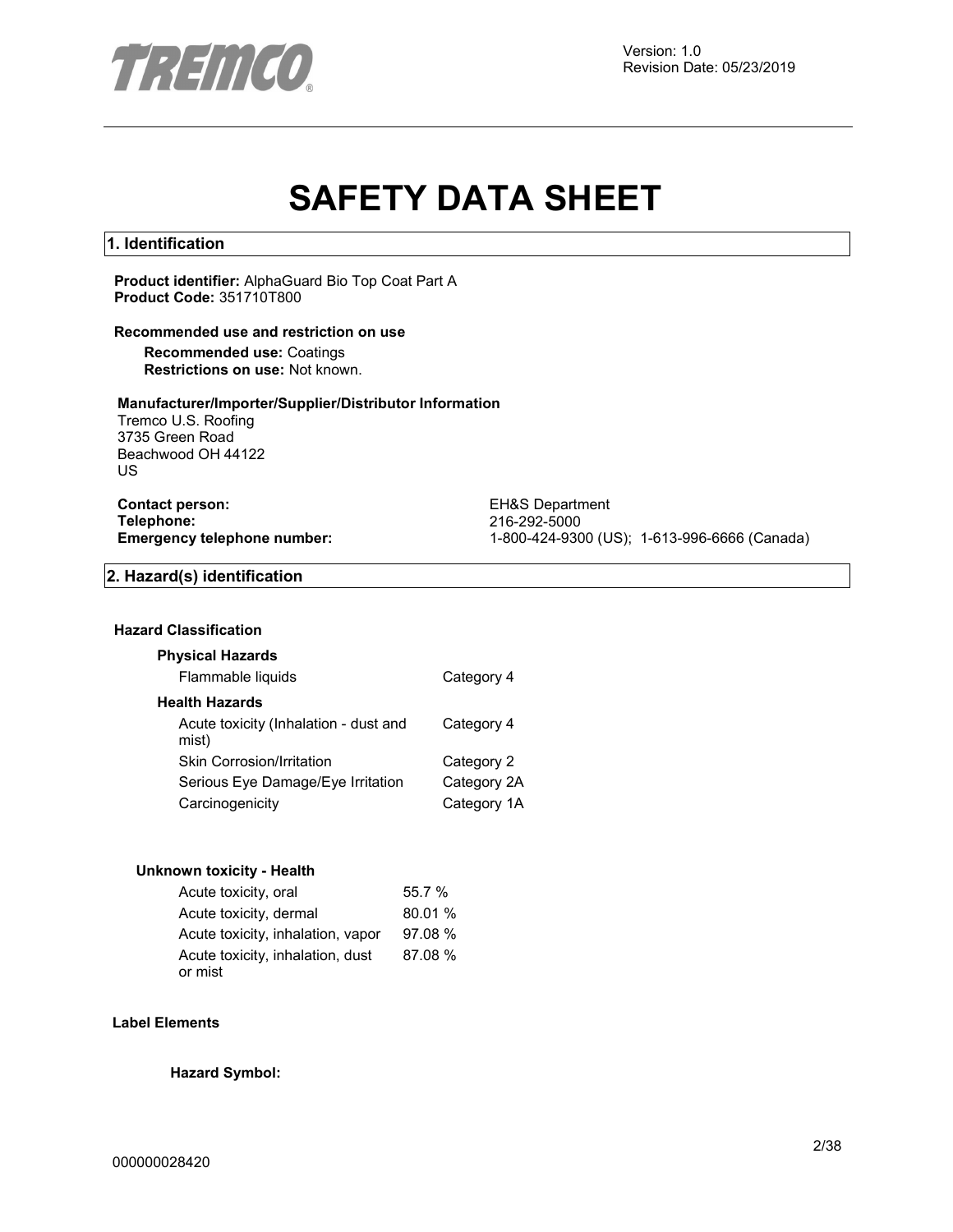Version: 1.0
Revision Date: 05/23/2019

# SAFETY DATA SHEET

## 1. Identification

**Product identifier:** AlphaGuard Bio Top Coat Part A
**Product Code:** 351710T800

**Recommended use and restriction on use**

**Recommended use:** Coatings
**Restrictions on use:** Not known.

**Manufacturer/Importer/Supplier/Distributor Information**

Tremco U.S. Roofing
3735 Green Road
Beachwood OH 44122
US

| | |
|---|---|
| **Contact person:** | EH&S Department |
| **Telephone:** | 216-292-5000 |
| **Emergency telephone number:** | 1-800-424-9300 (US); 1-613-996-6666 (Canada) |

## 2. Hazard(s) identification

**Hazard Classification**

**Physical Hazards**

| | |
|---|---|
| Flammable liquids | Category 4 |

**Health Hazards**

| | |
|---|---|
| Acute toxicity (Inhalation - dust and mist) | Category 4 |
| Skin Corrosion/Irritation | Category 2 |
| Serious Eye Damage/Eye Irritation | Category 2A |
| Carcinogenicity | Category 1A |

**Unknown toxicity - Health**

| | |
|---|---|
| Acute toxicity, oral | 55.7 % |
| Acute toxicity, dermal | 80.01 % |
| Acute toxicity, inhalation, vapor | 97.08 % |
| Acute toxicity, inhalation, dust or mist | 87.08 % |

**Label Elements**

**Hazard Symbol:**

000000028420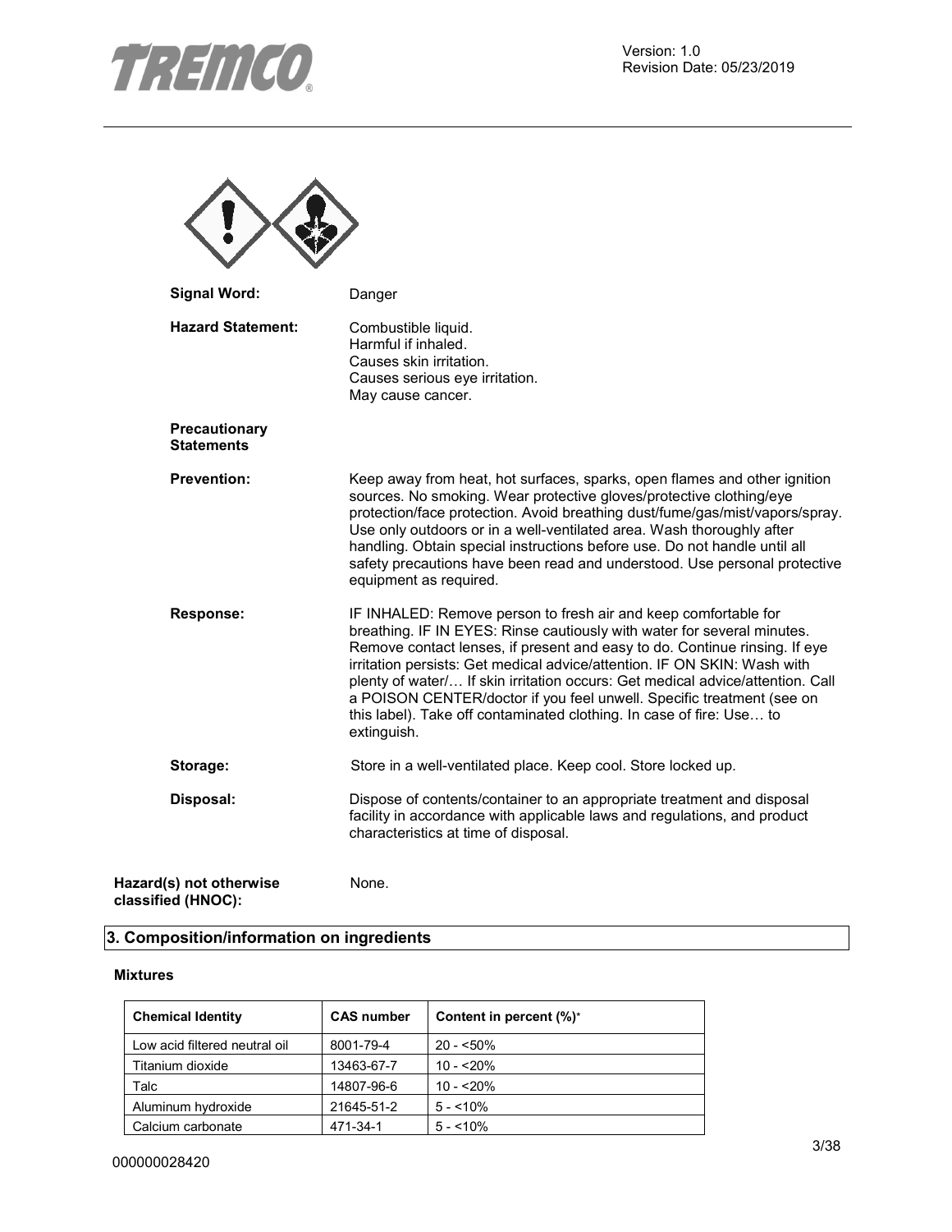**Signal Word:** Danger

**Hazard Statement:** Combustible liquid.
Harmful if inhaled.
Causes skin irritation.
Causes serious eye irritation.
May cause cancer.

**Precautionary Statements**

**Prevention:** Keep away from heat, hot surfaces, sparks, open flames and other ignition sources. No smoking. Wear protective gloves/protective clothing/eye protection/face protection. Avoid breathing dust/fume/gas/mist/vapors/spray. Use only outdoors or in a well-ventilated area. Wash thoroughly after handling. Obtain special instructions before use. Do not handle until all safety precautions have been read and understood. Use personal protective equipment as required.

**Response:** IF INHALED: Remove person to fresh air and keep comfortable for breathing. IF IN EYES: Rinse cautiously with water for several minutes. Remove contact lenses, if present and easy to do. Continue rinsing. If eye irritation persists: Get medical advice/attention. IF ON SKIN: Wash with plenty of water/… If skin irritation occurs: Get medical advice/attention. Call a POISON CENTER/doctor if you feel unwell. Specific treatment (see on this label). Take off contaminated clothing. In case of fire: Use… to extinguish.

**Storage:** Store in a well-ventilated place. Keep cool. Store locked up.

**Disposal:** Dispose of contents/container to an appropriate treatment and disposal facility in accordance with applicable laws and regulations, and product characteristics at time of disposal.

**Hazard(s) not otherwise classified (HNOC):** None.

## 3. Composition/information on ingredients

**Mixtures**

| Chemical Identity | CAS number | Content in percent (%)* |
|---|---|---|
| Low acid filtered neutral oil | 8001-79-4 | 20 - <50% |
| Titanium dioxide | 13463-67-7 | 10 - <20% |
| Talc | 14807-96-6 | 10 - <20% |
| Aluminum hydroxide | 21645-51-2 | 5 - <10% |
| Calcium carbonate | 471-34-1 | 5 - <10% |

000000028420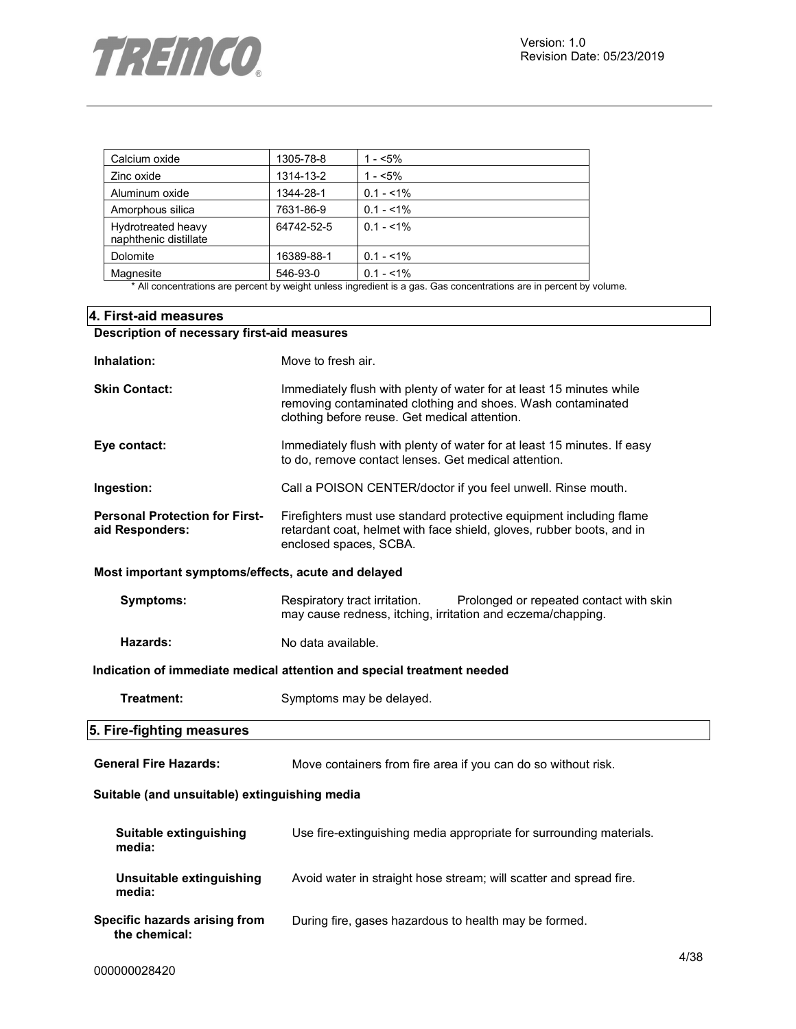| Calcium oxide | 1305-78-8 | 1 - <5% |
|---|---|---|
| Zinc oxide | 1314-13-2 | 1 - <5% |
| Aluminum oxide | 1344-28-1 | 0.1 - <1% |
| Amorphous silica | 7631-86-9 | 0.1 - <1% |
| Hydrotreated heavy naphthenic distillate | 64742-52-5 | 0.1 - <1% |
| Dolomite | 16389-88-1 | 0.1 - <1% |
| Magnesite | 546-93-0 | 0.1 - <1% |

* All concentrations are percent by weight unless ingredient is a gas. Gas concentrations are in percent by volume.

## 4. First-aid measures

### Description of necessary first-aid measures

**Inhalation:** Move to fresh air.

**Skin Contact:** Immediately flush with plenty of water for at least 15 minutes while removing contaminated clothing and shoes. Wash contaminated clothing before reuse. Get medical attention.

**Eye contact:** Immediately flush with plenty of water for at least 15 minutes. If easy to do, remove contact lenses. Get medical attention.

**Ingestion:** Call a POISON CENTER/doctor if you feel unwell. Rinse mouth.

**Personal Protection for First-aid Responders:** Firefighters must use standard protective equipment including flame retardant coat, helmet with face shield, gloves, rubber boots, and in enclosed spaces, SCBA.

### Most important symptoms/effects, acute and delayed

**Symptoms:** Respiratory tract irritation. Prolonged or repeated contact with skin may cause redness, itching, irritation and eczema/chapping.

**Hazards:** No data available.

### Indication of immediate medical attention and special treatment needed

**Treatment:** Symptoms may be delayed.

## 5. Fire-fighting measures

**General Fire Hazards:** Move containers from fire area if you can do so without risk.

### Suitable (and unsuitable) extinguishing media

**Suitable extinguishing media:** Use fire-extinguishing media appropriate for surrounding materials.

**Unsuitable extinguishing media:** Avoid water in straight hose stream; will scatter and spread fire.

**Specific hazards arising from the chemical:** During fire, gases hazardous to health may be formed.

000000028420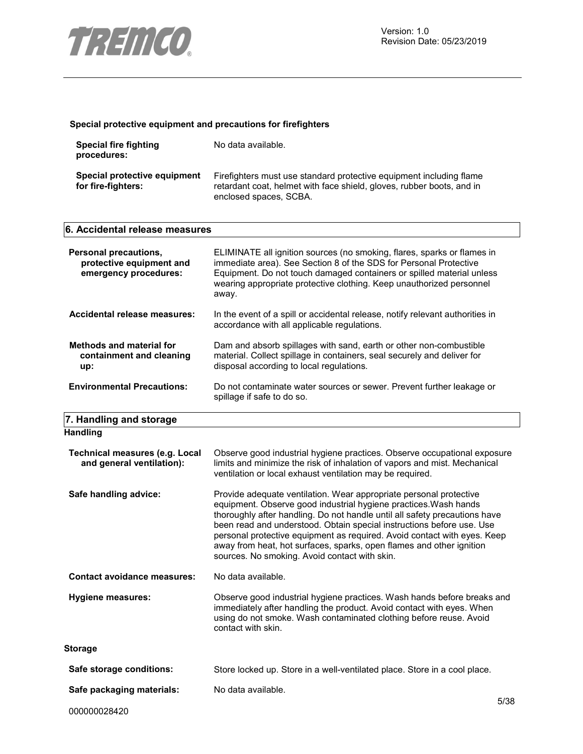### Special protective equipment and precautions for firefighters

| | |
|---|---|
| **Special fire fighting procedures:** | No data available. |
| **Special protective equipment for fire-fighters:** | Firefighters must use standard protective equipment including flame retardant coat, helmet with face shield, gloves, rubber boots, and in enclosed spaces, SCBA. |

## 6. Accidental release measures

| | |
|---|---|
| **Personal precautions, protective equipment and emergency procedures:** | ELIMINATE all ignition sources (no smoking, flares, sparks or flames in immediate area). See Section 8 of the SDS for Personal Protective Equipment. Do not touch damaged containers or spilled material unless wearing appropriate protective clothing. Keep unauthorized personnel away. |
| **Accidental release measures:** | In the event of a spill or accidental release, notify relevant authorities in accordance with all applicable regulations. |
| **Methods and material for containment and cleaning up:** | Dam and absorb spillages with sand, earth or other non-combustible material. Collect spillage in containers, seal securely and deliver for disposal according to local regulations. |
| **Environmental Precautions:** | Do not contaminate water sources or sewer. Prevent further leakage or spillage if safe to do so. |

## 7. Handling and storage

### Handling

| | |
|---|---|
| **Technical measures (e.g. Local and general ventilation):** | Observe good industrial hygiene practices. Observe occupational exposure limits and minimize the risk of inhalation of vapors and mist. Mechanical ventilation or local exhaust ventilation may be required. |
| **Safe handling advice:** | Provide adequate ventilation. Wear appropriate personal protective equipment. Observe good industrial hygiene practices.Wash hands thoroughly after handling. Do not handle until all safety precautions have been read and understood. Obtain special instructions before use. Use personal protective equipment as required. Avoid contact with eyes. Keep away from heat, hot surfaces, sparks, open flames and other ignition sources. No smoking. Avoid contact with skin. |
| **Contact avoidance measures:** | No data available. |
| **Hygiene measures:** | Observe good industrial hygiene practices. Wash hands before breaks and immediately after handling the product. Avoid contact with eyes. When using do not smoke. Wash contaminated clothing before reuse. Avoid contact with skin. |

### Storage

| | |
|---|---|
| **Safe storage conditions:** | Store locked up. Store in a well-ventilated place. Store in a cool place. |
| **Safe packaging materials:** | No data available. |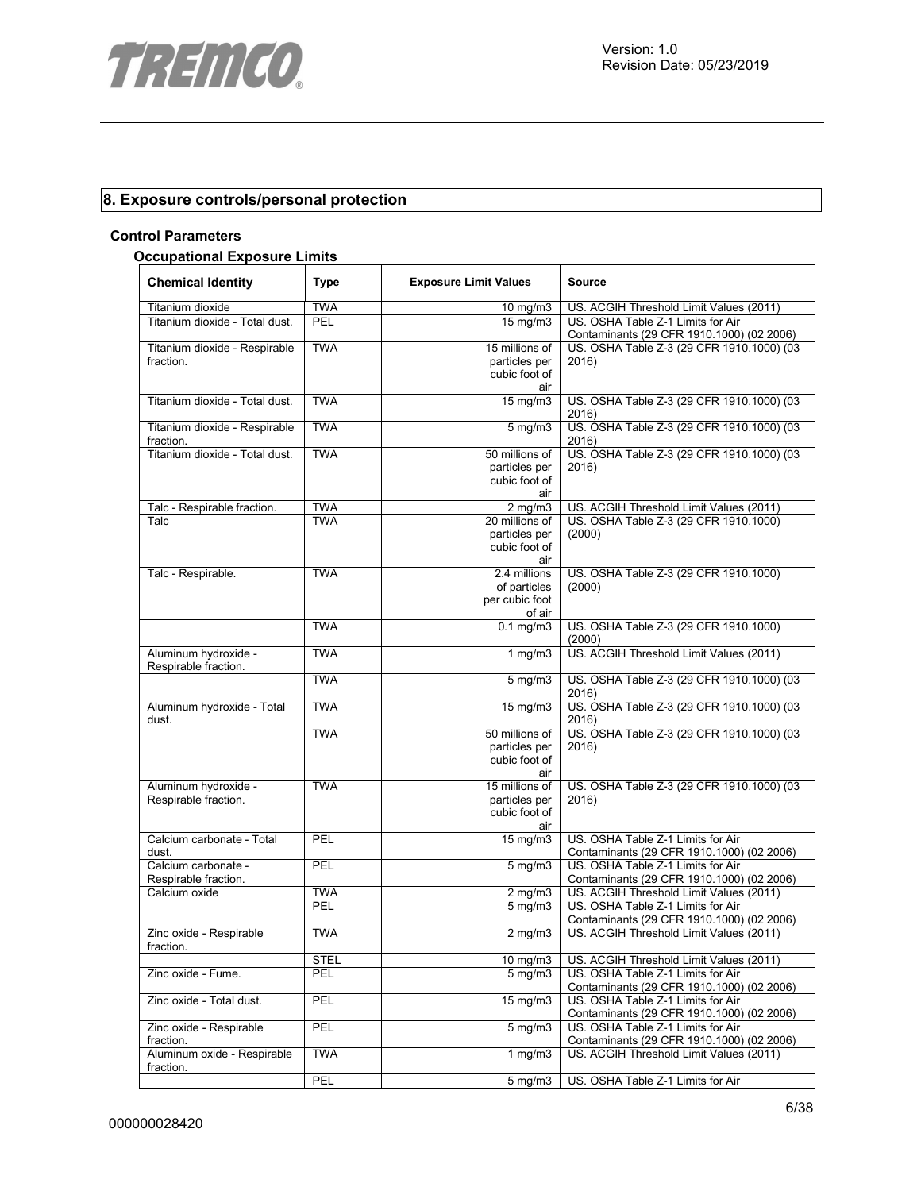## 8. Exposure controls/personal protection

### Control Parameters

#### Occupational Exposure Limits

| Chemical Identity | Type | Exposure Limit Values | Source |
|---|---|---|---|
| Titanium dioxide | TWA | 10 mg/m3 | US. ACGIH Threshold Limit Values (2011) |
| Titanium dioxide - Total dust. | PEL | 15 mg/m3 | US. OSHA Table Z-1 Limits for Air Contaminants (29 CFR 1910.1000) (02 2006) |
| Titanium dioxide - Respirable fraction. | TWA | 15 millions of particles per cubic foot of air | US. OSHA Table Z-3 (29 CFR 1910.1000) (03 2016) |
| Titanium dioxide - Total dust. | TWA | 15 mg/m3 | US. OSHA Table Z-3 (29 CFR 1910.1000) (03 2016) |
| Titanium dioxide - Respirable fraction. | TWA | 5 mg/m3 | US. OSHA Table Z-3 (29 CFR 1910.1000) (03 2016) |
| Titanium dioxide - Total dust. | TWA | 50 millions of particles per cubic foot of air | US. OSHA Table Z-3 (29 CFR 1910.1000) (03 2016) |
| Talc - Respirable fraction. | TWA | 2 mg/m3 | US. ACGIH Threshold Limit Values (2011) |
| Talc | TWA | 20 millions of particles per cubic foot of air | US. OSHA Table Z-3 (29 CFR 1910.1000) (2000) |
| Talc - Respirable. | TWA | 2.4 millions of particles per cubic foot of air | US. OSHA Table Z-3 (29 CFR 1910.1000) (2000) |
| | TWA | 0.1 mg/m3 | US. OSHA Table Z-3 (29 CFR 1910.1000) (2000) |
| Aluminum hydroxide - Respirable fraction. | TWA | 1 mg/m3 | US. ACGIH Threshold Limit Values (2011) |
| | TWA | 5 mg/m3 | US. OSHA Table Z-3 (29 CFR 1910.1000) (03 2016) |
| Aluminum hydroxide - Total dust. | TWA | 15 mg/m3 | US. OSHA Table Z-3 (29 CFR 1910.1000) (03 2016) |
| | TWA | 50 millions of particles per cubic foot of air | US. OSHA Table Z-3 (29 CFR 1910.1000) (03 2016) |
| Aluminum hydroxide - Respirable fraction. | TWA | 15 millions of particles per cubic foot of air | US. OSHA Table Z-3 (29 CFR 1910.1000) (03 2016) |
| Calcium carbonate - Total dust. | PEL | 15 mg/m3 | US. OSHA Table Z-1 Limits for Air Contaminants (29 CFR 1910.1000) (02 2006) |
| Calcium carbonate - Respirable fraction. | PEL | 5 mg/m3 | US. OSHA Table Z-1 Limits for Air Contaminants (29 CFR 1910.1000) (02 2006) |
| Calcium oxide | TWA | 2 mg/m3 | US. ACGIH Threshold Limit Values (2011) |
| | PEL | 5 mg/m3 | US. OSHA Table Z-1 Limits for Air Contaminants (29 CFR 1910.1000) (02 2006) |
| Zinc oxide - Respirable fraction. | TWA | 2 mg/m3 | US. ACGIH Threshold Limit Values (2011) |
| | STEL | 10 mg/m3 | US. ACGIH Threshold Limit Values (2011) |
| Zinc oxide - Fume. | PEL | 5 mg/m3 | US. OSHA Table Z-1 Limits for Air Contaminants (29 CFR 1910.1000) (02 2006) |
| Zinc oxide - Total dust. | PEL | 15 mg/m3 | US. OSHA Table Z-1 Limits for Air Contaminants (29 CFR 1910.1000) (02 2006) |
| Zinc oxide - Respirable fraction. | PEL | 5 mg/m3 | US. OSHA Table Z-1 Limits for Air Contaminants (29 CFR 1910.1000) (02 2006) |
| Aluminum oxide - Respirable fraction. | TWA | 1 mg/m3 | US. ACGIH Threshold Limit Values (2011) |
| | PEL | 5 mg/m3 | US. OSHA Table Z-1 Limits for Air |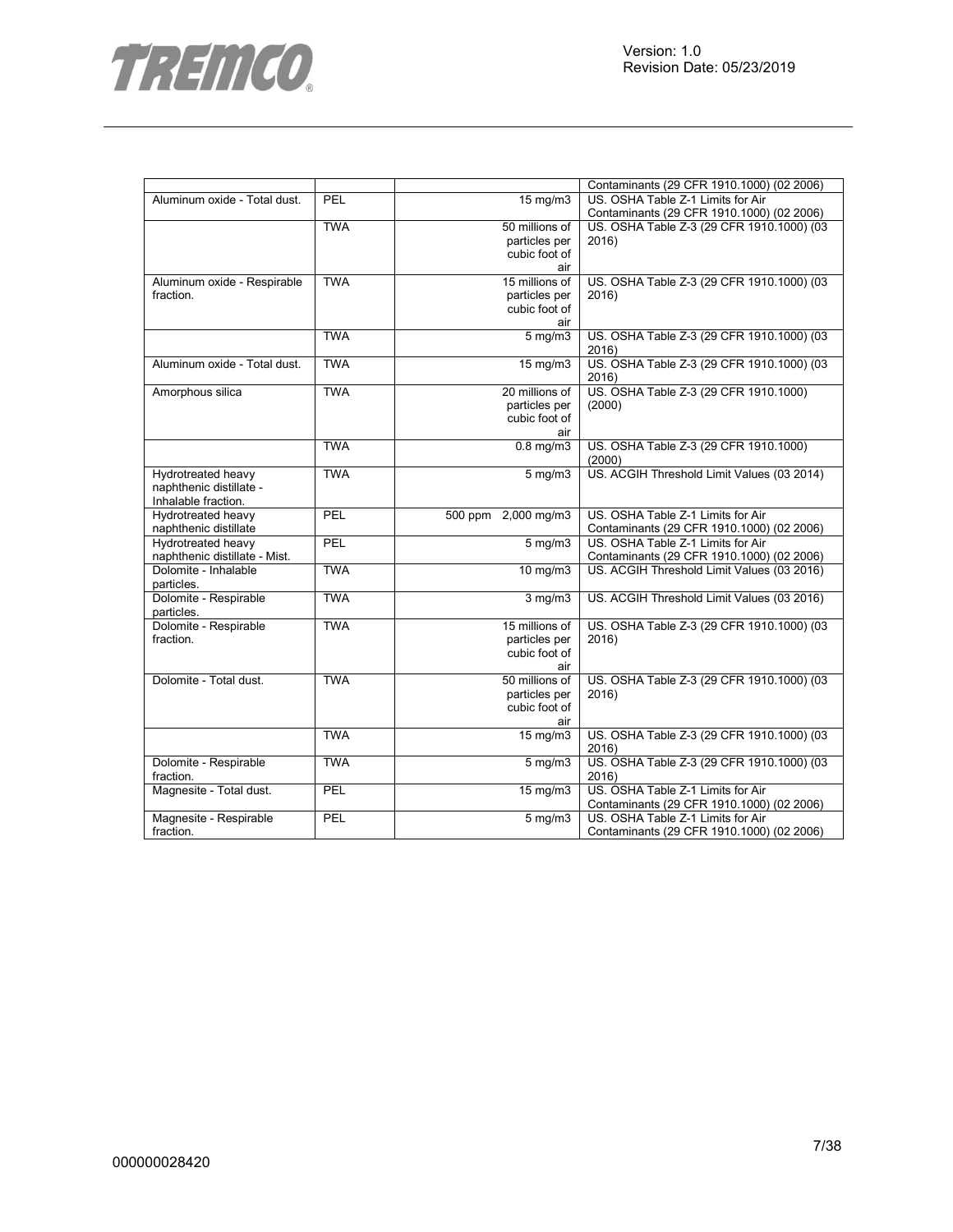| | | | Contaminants (29 CFR 1910.1000) (02 2006) |
|---|---|---|---|
| Aluminum oxide - Total dust. | PEL | 15 mg/m3 | US. OSHA Table Z-1 Limits for Air Contaminants (29 CFR 1910.1000) (02 2006) |
| | TWA | 50 millions of particles per cubic foot of air | US. OSHA Table Z-3 (29 CFR 1910.1000) (03 2016) |
| Aluminum oxide - Respirable fraction. | TWA | 15 millions of particles per cubic foot of air | US. OSHA Table Z-3 (29 CFR 1910.1000) (03 2016) |
| | TWA | 5 mg/m3 | US. OSHA Table Z-3 (29 CFR 1910.1000) (03 2016) |
| Aluminum oxide - Total dust. | TWA | 15 mg/m3 | US. OSHA Table Z-3 (29 CFR 1910.1000) (03 2016) |
| Amorphous silica | TWA | 20 millions of particles per cubic foot of air | US. OSHA Table Z-3 (29 CFR 1910.1000) (2000) |
| | TWA | 0.8 mg/m3 | US. OSHA Table Z-3 (29 CFR 1910.1000) (2000) |
| Hydrotreated heavy naphthenic distillate - Inhalable fraction. | TWA | 5 mg/m3 | US. ACGIH Threshold Limit Values (03 2014) |
| Hydrotreated heavy naphthenic distillate | PEL | 500 ppm 2,000 mg/m3 | US. OSHA Table Z-1 Limits for Air Contaminants (29 CFR 1910.1000) (02 2006) |
| Hydrotreated heavy naphthenic distillate - Mist. | PEL | 5 mg/m3 | US. OSHA Table Z-1 Limits for Air Contaminants (29 CFR 1910.1000) (02 2006) |
| Dolomite - Inhalable particles. | TWA | 10 mg/m3 | US. ACGIH Threshold Limit Values (03 2016) |
| Dolomite - Respirable particles. | TWA | 3 mg/m3 | US. ACGIH Threshold Limit Values (03 2016) |
| Dolomite - Respirable fraction. | TWA | 15 millions of particles per cubic foot of air | US. OSHA Table Z-3 (29 CFR 1910.1000) (03 2016) |
| Dolomite - Total dust. | TWA | 50 millions of particles per cubic foot of air | US. OSHA Table Z-3 (29 CFR 1910.1000) (03 2016) |
| | TWA | 15 mg/m3 | US. OSHA Table Z-3 (29 CFR 1910.1000) (03 2016) |
| Dolomite - Respirable fraction. | TWA | 5 mg/m3 | US. OSHA Table Z-3 (29 CFR 1910.1000) (03 2016) |
| Magnesite - Total dust. | PEL | 15 mg/m3 | US. OSHA Table Z-1 Limits for Air Contaminants (29 CFR 1910.1000) (02 2006) |
| Magnesite - Respirable fraction. | PEL | 5 mg/m3 | US. OSHA Table Z-1 Limits for Air Contaminants (29 CFR 1910.1000) (02 2006) |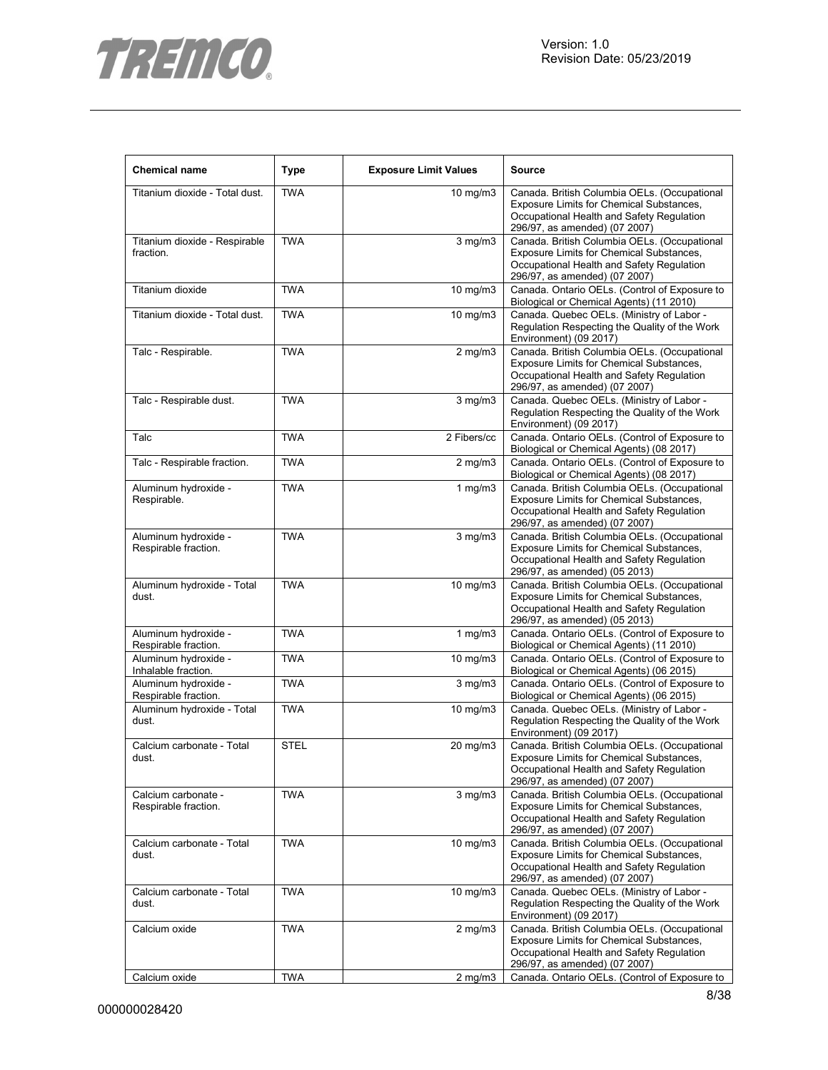| Chemical name | Type | Exposure Limit Values | Source |
|---|---|---|---|
| Titanium dioxide - Total dust. | TWA | 10 mg/m3 | Canada. British Columbia OELs. (Occupational Exposure Limits for Chemical Substances, Occupational Health and Safety Regulation 296/97, as amended) (07 2007) |
| Titanium dioxide - Respirable fraction. | TWA | 3 mg/m3 | Canada. British Columbia OELs. (Occupational Exposure Limits for Chemical Substances, Occupational Health and Safety Regulation 296/97, as amended) (07 2007) |
| Titanium dioxide | TWA | 10 mg/m3 | Canada. Ontario OELs. (Control of Exposure to Biological or Chemical Agents) (11 2010) |
| Titanium dioxide - Total dust. | TWA | 10 mg/m3 | Canada. Quebec OELs. (Ministry of Labor - Regulation Respecting the Quality of the Work Environment) (09 2017) |
| Talc - Respirable. | TWA | 2 mg/m3 | Canada. British Columbia OELs. (Occupational Exposure Limits for Chemical Substances, Occupational Health and Safety Regulation 296/97, as amended) (07 2007) |
| Talc - Respirable dust. | TWA | 3 mg/m3 | Canada. Quebec OELs. (Ministry of Labor - Regulation Respecting the Quality of the Work Environment) (09 2017) |
| Talc | TWA | 2 Fibers/cc | Canada. Ontario OELs. (Control of Exposure to Biological or Chemical Agents) (08 2017) |
| Talc - Respirable fraction. | TWA | 2 mg/m3 | Canada. Ontario OELs. (Control of Exposure to Biological or Chemical Agents) (08 2017) |
| Aluminum hydroxide - Respirable. | TWA | 1 mg/m3 | Canada. British Columbia OELs. (Occupational Exposure Limits for Chemical Substances, Occupational Health and Safety Regulation 296/97, as amended) (07 2007) |
| Aluminum hydroxide - Respirable fraction. | TWA | 3 mg/m3 | Canada. British Columbia OELs. (Occupational Exposure Limits for Chemical Substances, Occupational Health and Safety Regulation 296/97, as amended) (05 2013) |
| Aluminum hydroxide - Total dust. | TWA | 10 mg/m3 | Canada. British Columbia OELs. (Occupational Exposure Limits for Chemical Substances, Occupational Health and Safety Regulation 296/97, as amended) (05 2013) |
| Aluminum hydroxide - Respirable fraction. | TWA | 1 mg/m3 | Canada. Ontario OELs. (Control of Exposure to Biological or Chemical Agents) (11 2010) |
| Aluminum hydroxide - Inhalable fraction. | TWA | 10 mg/m3 | Canada. Ontario OELs. (Control of Exposure to Biological or Chemical Agents) (06 2015) |
| Aluminum hydroxide - Respirable fraction. | TWA | 3 mg/m3 | Canada. Ontario OELs. (Control of Exposure to Biological or Chemical Agents) (06 2015) |
| Aluminum hydroxide - Total dust. | TWA | 10 mg/m3 | Canada. Quebec OELs. (Ministry of Labor - Regulation Respecting the Quality of the Work Environment) (09 2017) |
| Calcium carbonate - Total dust. | STEL | 20 mg/m3 | Canada. British Columbia OELs. (Occupational Exposure Limits for Chemical Substances, Occupational Health and Safety Regulation 296/97, as amended) (07 2007) |
| Calcium carbonate - Respirable fraction. | TWA | 3 mg/m3 | Canada. British Columbia OELs. (Occupational Exposure Limits for Chemical Substances, Occupational Health and Safety Regulation 296/97, as amended) (07 2007) |
| Calcium carbonate - Total dust. | TWA | 10 mg/m3 | Canada. British Columbia OELs. (Occupational Exposure Limits for Chemical Substances, Occupational Health and Safety Regulation 296/97, as amended) (07 2007) |
| Calcium carbonate - Total dust. | TWA | 10 mg/m3 | Canada. Quebec OELs. (Ministry of Labor - Regulation Respecting the Quality of the Work Environment) (09 2017) |
| Calcium oxide | TWA | 2 mg/m3 | Canada. British Columbia OELs. (Occupational Exposure Limits for Chemical Substances, Occupational Health and Safety Regulation 296/97, as amended) (07 2007) |
| Calcium oxide | TWA | 2 mg/m3 | Canada. Ontario OELs. (Control of Exposure to |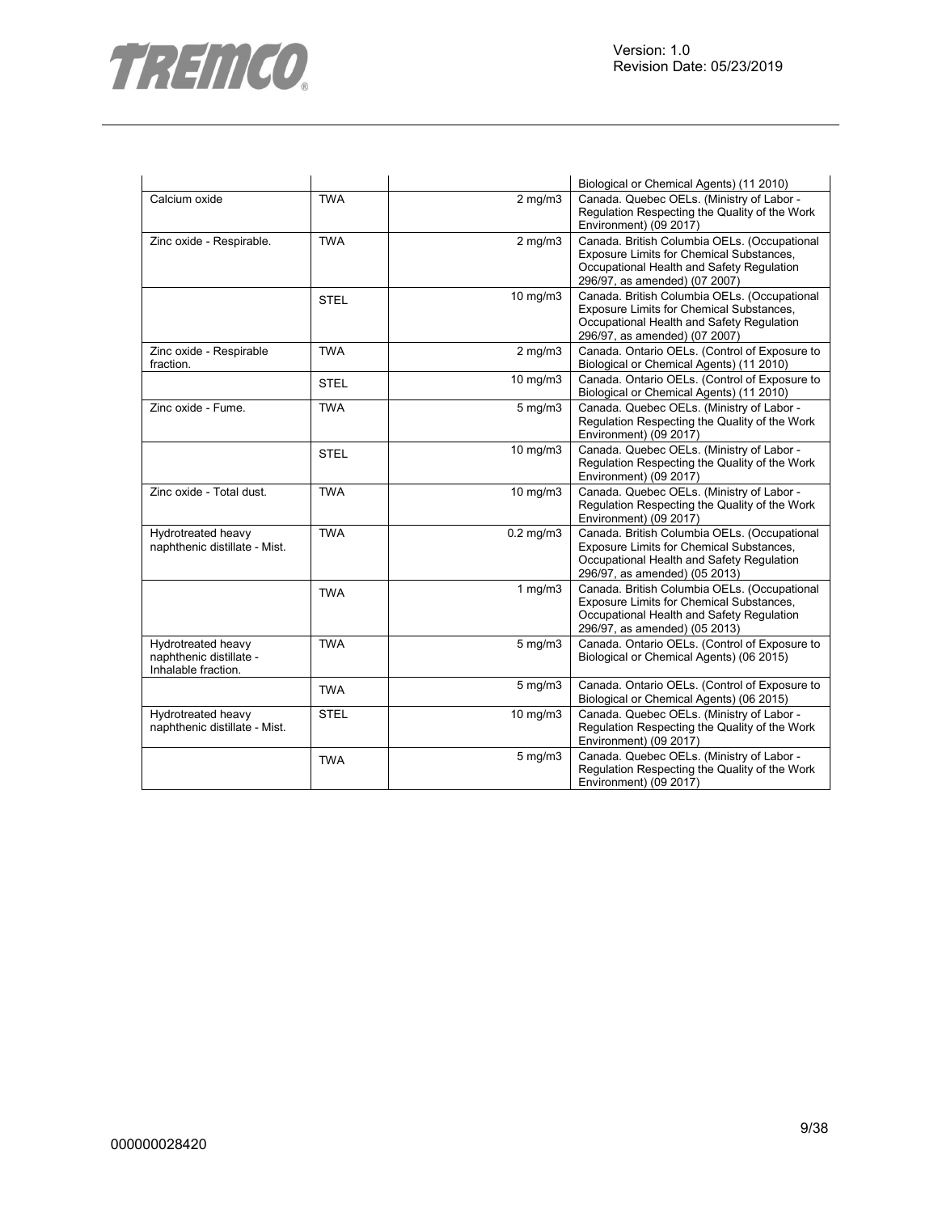| | | | |
|---|---|---|---|
| | | | Biological or Chemical Agents) (11 2010) |
| Calcium oxide | TWA | 2 mg/m3 | Canada. Quebec OELs. (Ministry of Labor - Regulation Respecting the Quality of the Work Environment) (09 2017) |
| Zinc oxide - Respirable. | TWA | 2 mg/m3 | Canada. British Columbia OELs. (Occupational Exposure Limits for Chemical Substances, Occupational Health and Safety Regulation 296/97, as amended) (07 2007) |
| | STEL | 10 mg/m3 | Canada. British Columbia OELs. (Occupational Exposure Limits for Chemical Substances, Occupational Health and Safety Regulation 296/97, as amended) (07 2007) |
| Zinc oxide - Respirable fraction. | TWA | 2 mg/m3 | Canada. Ontario OELs. (Control of Exposure to Biological or Chemical Agents) (11 2010) |
| | STEL | 10 mg/m3 | Canada. Ontario OELs. (Control of Exposure to Biological or Chemical Agents) (11 2010) |
| Zinc oxide - Fume. | TWA | 5 mg/m3 | Canada. Quebec OELs. (Ministry of Labor - Regulation Respecting the Quality of the Work Environment) (09 2017) |
| | STEL | 10 mg/m3 | Canada. Quebec OELs. (Ministry of Labor - Regulation Respecting the Quality of the Work Environment) (09 2017) |
| Zinc oxide - Total dust. | TWA | 10 mg/m3 | Canada. Quebec OELs. (Ministry of Labor - Regulation Respecting the Quality of the Work Environment) (09 2017) |
| Hydrotreated heavy naphthenic distillate - Mist. | TWA | 0.2 mg/m3 | Canada. British Columbia OELs. (Occupational Exposure Limits for Chemical Substances, Occupational Health and Safety Regulation 296/97, as amended) (05 2013) |
| | TWA | 1 mg/m3 | Canada. British Columbia OELs. (Occupational Exposure Limits for Chemical Substances, Occupational Health and Safety Regulation 296/97, as amended) (05 2013) |
| Hydrotreated heavy naphthenic distillate - Inhalable fraction. | TWA | 5 mg/m3 | Canada. Ontario OELs. (Control of Exposure to Biological or Chemical Agents) (06 2015) |
| | TWA | 5 mg/m3 | Canada. Ontario OELs. (Control of Exposure to Biological or Chemical Agents) (06 2015) |
| Hydrotreated heavy naphthenic distillate - Mist. | STEL | 10 mg/m3 | Canada. Quebec OELs. (Ministry of Labor - Regulation Respecting the Quality of the Work Environment) (09 2017) |
| | TWA | 5 mg/m3 | Canada. Quebec OELs. (Ministry of Labor - Regulation Respecting the Quality of the Work Environment) (09 2017) |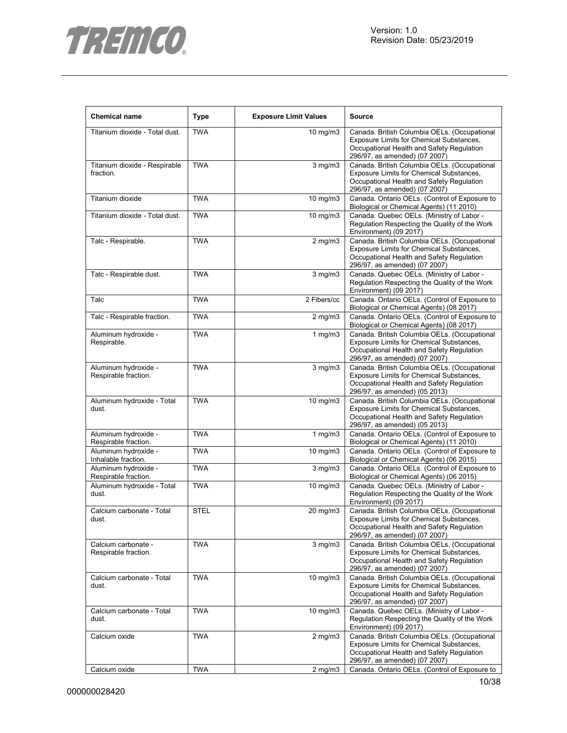| Chemical name | Type | Exposure Limit Values | Source |
|---|---|---|---|
| Titanium dioxide - Total dust. | TWA | 10 mg/m3 | Canada. British Columbia OELs. (Occupational Exposure Limits for Chemical Substances, Occupational Health and Safety Regulation 296/97, as amended) (07 2007) |
| Titanium dioxide - Respirable fraction. | TWA | 3 mg/m3 | Canada. British Columbia OELs. (Occupational Exposure Limits for Chemical Substances, Occupational Health and Safety Regulation 296/97, as amended) (07 2007) |
| Titanium dioxide | TWA | 10 mg/m3 | Canada. Ontario OELs. (Control of Exposure to Biological or Chemical Agents) (11 2010) |
| Titanium dioxide - Total dust. | TWA | 10 mg/m3 | Canada. Quebec OELs. (Ministry of Labor - Regulation Respecting the Quality of the Work Environment) (09 2017) |
| Talc - Respirable. | TWA | 2 mg/m3 | Canada. British Columbia OELs. (Occupational Exposure Limits for Chemical Substances, Occupational Health and Safety Regulation 296/97, as amended) (07 2007) |
| Talc - Respirable dust. | TWA | 3 mg/m3 | Canada. Quebec OELs. (Ministry of Labor - Regulation Respecting the Quality of the Work Environment) (09 2017) |
| Talc | TWA | 2 Fibers/cc | Canada. Ontario OELs. (Control of Exposure to Biological or Chemical Agents) (08 2017) |
| Talc - Respirable fraction. | TWA | 2 mg/m3 | Canada. Ontario OELs. (Control of Exposure to Biological or Chemical Agents) (08 2017) |
| Aluminum hydroxide - Respirable. | TWA | 1 mg/m3 | Canada. British Columbia OELs. (Occupational Exposure Limits for Chemical Substances, Occupational Health and Safety Regulation 296/97, as amended) (07 2007) |
| Aluminum hydroxide - Respirable fraction. | TWA | 3 mg/m3 | Canada. British Columbia OELs. (Occupational Exposure Limits for Chemical Substances, Occupational Health and Safety Regulation 296/97, as amended) (05 2013) |
| Aluminum hydroxide - Total dust. | TWA | 10 mg/m3 | Canada. British Columbia OELs. (Occupational Exposure Limits for Chemical Substances, Occupational Health and Safety Regulation 296/97, as amended) (05 2013) |
| Aluminum hydroxide - Respirable fraction. | TWA | 1 mg/m3 | Canada. Ontario OELs. (Control of Exposure to Biological or Chemical Agents) (11 2010) |
| Aluminum hydroxide - Inhalable fraction. | TWA | 10 mg/m3 | Canada. Ontario OELs. (Control of Exposure to Biological or Chemical Agents) (06 2015) |
| Aluminum hydroxide - Respirable fraction. | TWA | 3 mg/m3 | Canada. Ontario OELs. (Control of Exposure to Biological or Chemical Agents) (06 2015) |
| Aluminum hydroxide - Total dust. | TWA | 10 mg/m3 | Canada. Quebec OELs. (Ministry of Labor - Regulation Respecting the Quality of the Work Environment) (09 2017) |
| Calcium carbonate - Total dust. | STEL | 20 mg/m3 | Canada. British Columbia OELs. (Occupational Exposure Limits for Chemical Substances, Occupational Health and Safety Regulation 296/97, as amended) (07 2007) |
| Calcium carbonate - Respirable fraction. | TWA | 3 mg/m3 | Canada. British Columbia OELs. (Occupational Exposure Limits for Chemical Substances, Occupational Health and Safety Regulation 296/97, as amended) (07 2007) |
| Calcium carbonate - Total dust. | TWA | 10 mg/m3 | Canada. British Columbia OELs. (Occupational Exposure Limits for Chemical Substances, Occupational Health and Safety Regulation 296/97, as amended) (07 2007) |
| Calcium carbonate - Total dust. | TWA | 10 mg/m3 | Canada. Quebec OELs. (Ministry of Labor - Regulation Respecting the Quality of the Work Environment) (09 2017) |
| Calcium oxide | TWA | 2 mg/m3 | Canada. British Columbia OELs. (Occupational Exposure Limits for Chemical Substances, Occupational Health and Safety Regulation 296/97, as amended) (07 2007) |
| Calcium oxide | TWA | 2 mg/m3 | Canada. Ontario OELs. (Control of Exposure to |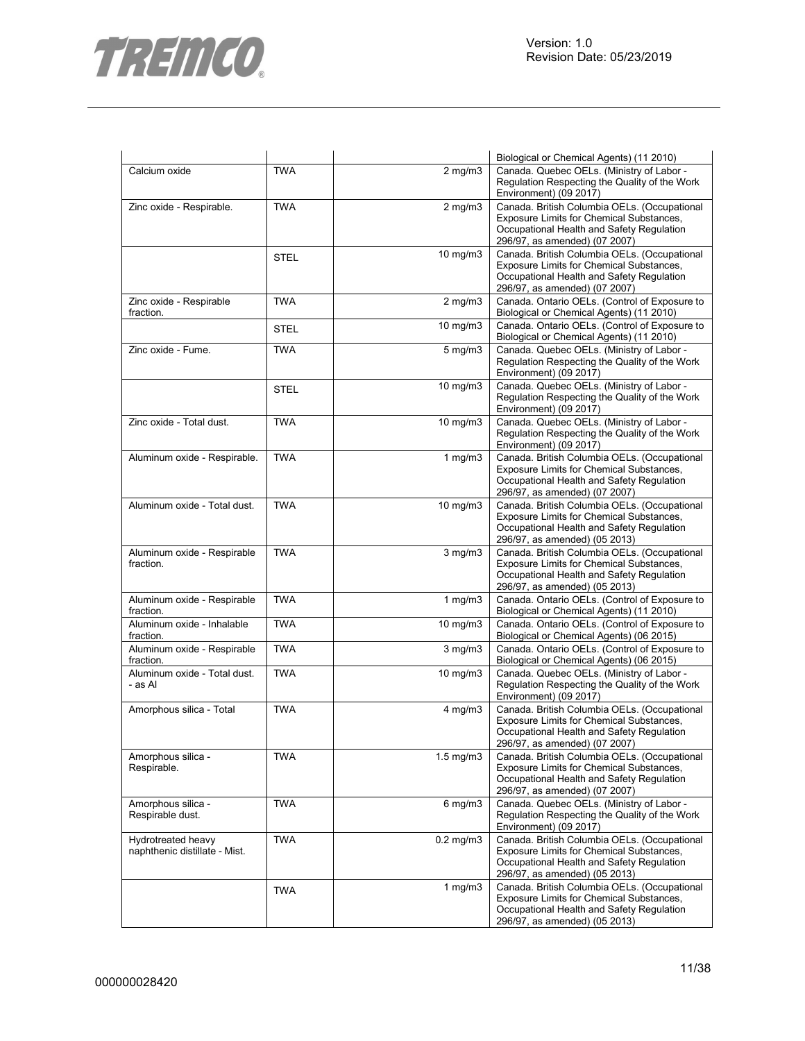| | | | Biological or Chemical Agents) (11 2010) |
|---|---|---|---|
| Calcium oxide | TWA | 2 mg/m3 | Canada. Quebec OELs. (Ministry of Labor - Regulation Respecting the Quality of the Work Environment) (09 2017) |
| Zinc oxide - Respirable. | TWA | 2 mg/m3 | Canada. British Columbia OELs. (Occupational Exposure Limits for Chemical Substances, Occupational Health and Safety Regulation 296/97, as amended) (07 2007) |
| | STEL | 10 mg/m3 | Canada. British Columbia OELs. (Occupational Exposure Limits for Chemical Substances, Occupational Health and Safety Regulation 296/97, as amended) (07 2007) |
| Zinc oxide - Respirable fraction. | TWA | 2 mg/m3 | Canada. Ontario OELs. (Control of Exposure to Biological or Chemical Agents) (11 2010) |
| | STEL | 10 mg/m3 | Canada. Ontario OELs. (Control of Exposure to Biological or Chemical Agents) (11 2010) |
| Zinc oxide - Fume. | TWA | 5 mg/m3 | Canada. Quebec OELs. (Ministry of Labor - Regulation Respecting the Quality of the Work Environment) (09 2017) |
| | STEL | 10 mg/m3 | Canada. Quebec OELs. (Ministry of Labor - Regulation Respecting the Quality of the Work Environment) (09 2017) |
| Zinc oxide - Total dust. | TWA | 10 mg/m3 | Canada. Quebec OELs. (Ministry of Labor - Regulation Respecting the Quality of the Work Environment) (09 2017) |
| Aluminum oxide - Respirable. | TWA | 1 mg/m3 | Canada. British Columbia OELs. (Occupational Exposure Limits for Chemical Substances, Occupational Health and Safety Regulation 296/97, as amended) (07 2007) |
| Aluminum oxide - Total dust. | TWA | 10 mg/m3 | Canada. British Columbia OELs. (Occupational Exposure Limits for Chemical Substances, Occupational Health and Safety Regulation 296/97, as amended) (05 2013) |
| Aluminum oxide - Respirable fraction. | TWA | 3 mg/m3 | Canada. British Columbia OELs. (Occupational Exposure Limits for Chemical Substances, Occupational Health and Safety Regulation 296/97, as amended) (05 2013) |
| Aluminum oxide - Respirable fraction. | TWA | 1 mg/m3 | Canada. Ontario OELs. (Control of Exposure to Biological or Chemical Agents) (11 2010) |
| Aluminum oxide - Inhalable fraction. | TWA | 10 mg/m3 | Canada. Ontario OELs. (Control of Exposure to Biological or Chemical Agents) (06 2015) |
| Aluminum oxide - Respirable fraction. | TWA | 3 mg/m3 | Canada. Ontario OELs. (Control of Exposure to Biological or Chemical Agents) (06 2015) |
| Aluminum oxide - Total dust. - as Al | TWA | 10 mg/m3 | Canada. Quebec OELs. (Ministry of Labor - Regulation Respecting the Quality of the Work Environment) (09 2017) |
| Amorphous silica - Total | TWA | 4 mg/m3 | Canada. British Columbia OELs. (Occupational Exposure Limits for Chemical Substances, Occupational Health and Safety Regulation 296/97, as amended) (07 2007) |
| Amorphous silica - Respirable. | TWA | 1.5 mg/m3 | Canada. British Columbia OELs. (Occupational Exposure Limits for Chemical Substances, Occupational Health and Safety Regulation 296/97, as amended) (07 2007) |
| Amorphous silica - Respirable dust. | TWA | 6 mg/m3 | Canada. Quebec OELs. (Ministry of Labor - Regulation Respecting the Quality of the Work Environment) (09 2017) |
| Hydrotreated heavy naphthenic distillate - Mist. | TWA | 0.2 mg/m3 | Canada. British Columbia OELs. (Occupational Exposure Limits for Chemical Substances, Occupational Health and Safety Regulation 296/97, as amended) (05 2013) |
| | TWA | 1 mg/m3 | Canada. British Columbia OELs. (Occupational Exposure Limits for Chemical Substances, Occupational Health and Safety Regulation 296/97, as amended) (05 2013) |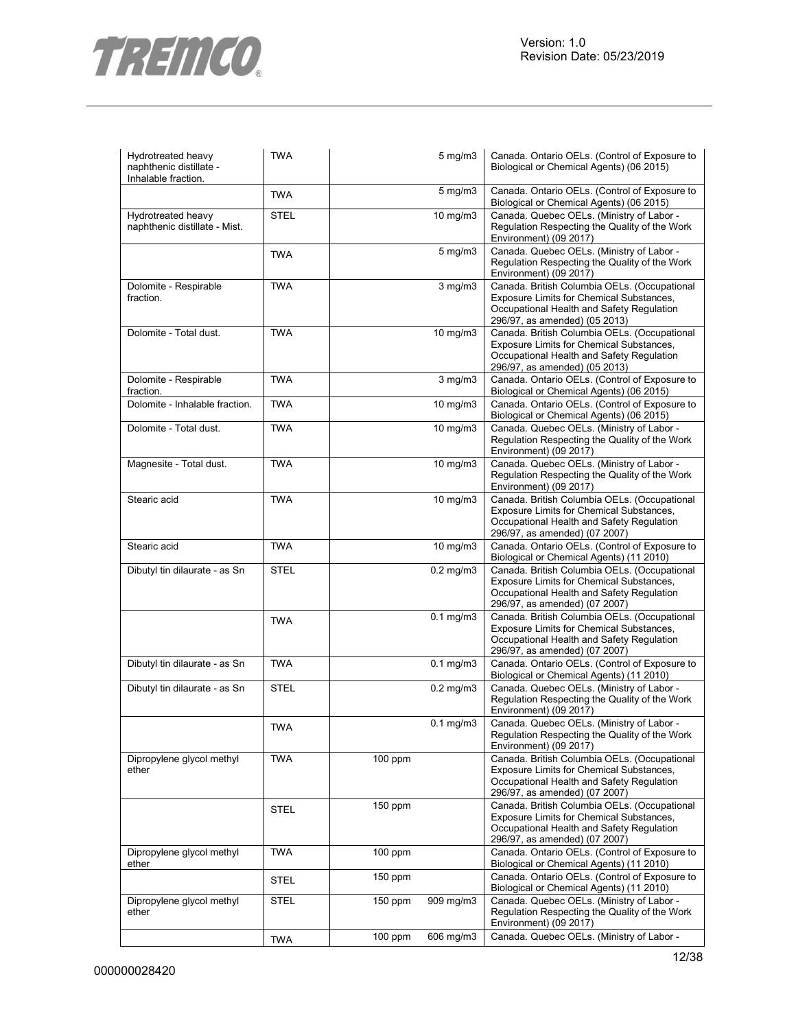| | | | | |
|---|---|---|---|---|
| Hydrotreated heavy naphthenic distillate - Inhalable fraction. | TWA | | 5 mg/m3 | Canada. Ontario OELs. (Control of Exposure to Biological or Chemical Agents) (06 2015) |
| | TWA | | 5 mg/m3 | Canada. Ontario OELs. (Control of Exposure to Biological or Chemical Agents) (06 2015) |
| Hydrotreated heavy naphthenic distillate - Mist. | STEL | | 10 mg/m3 | Canada. Quebec OELs. (Ministry of Labor - Regulation Respecting the Quality of the Work Environment) (09 2017) |
| | TWA | | 5 mg/m3 | Canada. Quebec OELs. (Ministry of Labor - Regulation Respecting the Quality of the Work Environment) (09 2017) |
| Dolomite - Respirable fraction. | TWA | | 3 mg/m3 | Canada. British Columbia OELs. (Occupational Exposure Limits for Chemical Substances, Occupational Health and Safety Regulation 296/97, as amended) (05 2013) |
| Dolomite - Total dust. | TWA | | 10 mg/m3 | Canada. British Columbia OELs. (Occupational Exposure Limits for Chemical Substances, Occupational Health and Safety Regulation 296/97, as amended) (05 2013) |
| Dolomite - Respirable fraction. | TWA | | 3 mg/m3 | Canada. Ontario OELs. (Control of Exposure to Biological or Chemical Agents) (06 2015) |
| Dolomite - Inhalable fraction. | TWA | | 10 mg/m3 | Canada. Ontario OELs. (Control of Exposure to Biological or Chemical Agents) (06 2015) |
| Dolomite - Total dust. | TWA | | 10 mg/m3 | Canada. Quebec OELs. (Ministry of Labor - Regulation Respecting the Quality of the Work Environment) (09 2017) |
| Magnesite - Total dust. | TWA | | 10 mg/m3 | Canada. Quebec OELs. (Ministry of Labor - Regulation Respecting the Quality of the Work Environment) (09 2017) |
| Stearic acid | TWA | | 10 mg/m3 | Canada. British Columbia OELs. (Occupational Exposure Limits for Chemical Substances, Occupational Health and Safety Regulation 296/97, as amended) (07 2007) |
| Stearic acid | TWA | | 10 mg/m3 | Canada. Ontario OELs. (Control of Exposure to Biological or Chemical Agents) (11 2010) |
| Dibutyl tin dilaurate - as Sn | STEL | | 0.2 mg/m3 | Canada. British Columbia OELs. (Occupational Exposure Limits for Chemical Substances, Occupational Health and Safety Regulation 296/97, as amended) (07 2007) |
| | TWA | | 0.1 mg/m3 | Canada. British Columbia OELs. (Occupational Exposure Limits for Chemical Substances, Occupational Health and Safety Regulation 296/97, as amended) (07 2007) |
| Dibutyl tin dilaurate - as Sn | TWA | | 0.1 mg/m3 | Canada. Ontario OELs. (Control of Exposure to Biological or Chemical Agents) (11 2010) |
| Dibutyl tin dilaurate - as Sn | STEL | | 0.2 mg/m3 | Canada. Quebec OELs. (Ministry of Labor - Regulation Respecting the Quality of the Work Environment) (09 2017) |
| | TWA | | 0.1 mg/m3 | Canada. Quebec OELs. (Ministry of Labor - Regulation Respecting the Quality of the Work Environment) (09 2017) |
| Dipropylene glycol methyl ether | TWA | 100 ppm | | Canada. British Columbia OELs. (Occupational Exposure Limits for Chemical Substances, Occupational Health and Safety Regulation 296/97, as amended) (07 2007) |
| | STEL | 150 ppm | | Canada. British Columbia OELs. (Occupational Exposure Limits for Chemical Substances, Occupational Health and Safety Regulation 296/97, as amended) (07 2007) |
| Dipropylene glycol methyl ether | TWA | 100 ppm | | Canada. Ontario OELs. (Control of Exposure to Biological or Chemical Agents) (11 2010) |
| | STEL | 150 ppm | | Canada. Ontario OELs. (Control of Exposure to Biological or Chemical Agents) (11 2010) |
| Dipropylene glycol methyl ether | STEL | 150 ppm | 909 mg/m3 | Canada. Quebec OELs. (Ministry of Labor - Regulation Respecting the Quality of the Work Environment) (09 2017) |
| | TWA | 100 ppm | 606 mg/m3 | Canada. Quebec OELs. (Ministry of Labor - |

000000028420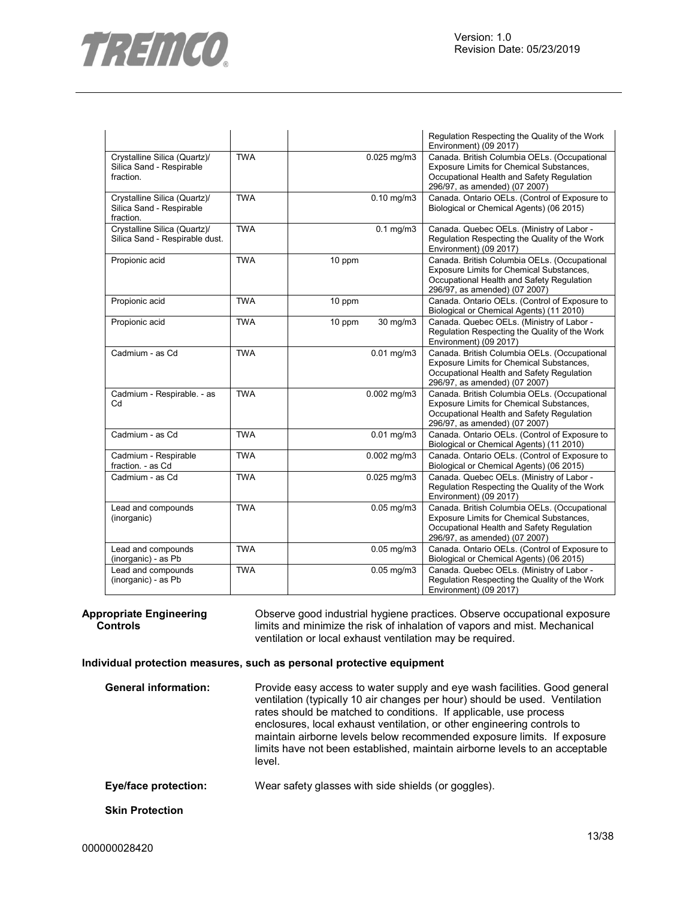| | | | |
|---|---|---|---|
| | | | Regulation Respecting the Quality of the Work Environment) (09 2017) |
| Crystalline Silica (Quartz)/ Silica Sand - Respirable fraction. | TWA | 0.025 mg/m3 | Canada. British Columbia OELs. (Occupational Exposure Limits for Chemical Substances, Occupational Health and Safety Regulation 296/97, as amended) (07 2007) |
| Crystalline Silica (Quartz)/ Silica Sand - Respirable fraction. | TWA | 0.10 mg/m3 | Canada. Ontario OELs. (Control of Exposure to Biological or Chemical Agents) (06 2015) |
| Crystalline Silica (Quartz)/ Silica Sand - Respirable dust. | TWA | 0.1 mg/m3 | Canada. Quebec OELs. (Ministry of Labor - Regulation Respecting the Quality of the Work Environment) (09 2017) |
| Propionic acid | TWA | 10 ppm | Canada. British Columbia OELs. (Occupational Exposure Limits for Chemical Substances, Occupational Health and Safety Regulation 296/97, as amended) (07 2007) |
| Propionic acid | TWA | 10 ppm | Canada. Ontario OELs. (Control of Exposure to Biological or Chemical Agents) (11 2010) |
| Propionic acid | TWA | 10 ppm 30 mg/m3 | Canada. Quebec OELs. (Ministry of Labor - Regulation Respecting the Quality of the Work Environment) (09 2017) |
| Cadmium - as Cd | TWA | 0.01 mg/m3 | Canada. British Columbia OELs. (Occupational Exposure Limits for Chemical Substances, Occupational Health and Safety Regulation 296/97, as amended) (07 2007) |
| Cadmium - Respirable. - as Cd | TWA | 0.002 mg/m3 | Canada. British Columbia OELs. (Occupational Exposure Limits for Chemical Substances, Occupational Health and Safety Regulation 296/97, as amended) (07 2007) |
| Cadmium - as Cd | TWA | 0.01 mg/m3 | Canada. Ontario OELs. (Control of Exposure to Biological or Chemical Agents) (11 2010) |
| Cadmium - Respirable fraction. - as Cd | TWA | 0.002 mg/m3 | Canada. Ontario OELs. (Control of Exposure to Biological or Chemical Agents) (06 2015) |
| Cadmium - as Cd | TWA | 0.025 mg/m3 | Canada. Quebec OELs. (Ministry of Labor - Regulation Respecting the Quality of the Work Environment) (09 2017) |
| Lead and compounds (inorganic) | TWA | 0.05 mg/m3 | Canada. British Columbia OELs. (Occupational Exposure Limits for Chemical Substances, Occupational Health and Safety Regulation 296/97, as amended) (07 2007) |
| Lead and compounds (inorganic) - as Pb | TWA | 0.05 mg/m3 | Canada. Ontario OELs. (Control of Exposure to Biological or Chemical Agents) (06 2015) |
| Lead and compounds (inorganic) - as Pb | TWA | 0.05 mg/m3 | Canada. Quebec OELs. (Ministry of Labor - Regulation Respecting the Quality of the Work Environment) (09 2017) |

**Appropriate Engineering Controls**

Observe good industrial hygiene practices. Observe occupational exposure limits and minimize the risk of inhalation of vapors and mist. Mechanical ventilation or local exhaust ventilation may be required.

**Individual protection measures, such as personal protective equipment**

**General information:** Provide easy access to water supply and eye wash facilities. Good general ventilation (typically 10 air changes per hour) should be used. Ventilation rates should be matched to conditions. If applicable, use process enclosures, local exhaust ventilation, or other engineering controls to maintain airborne levels below recommended exposure limits. If exposure limits have not been established, maintain airborne levels to an acceptable level.

**Eye/face protection:** Wear safety glasses with side shields (or goggles).

**Skin Protection**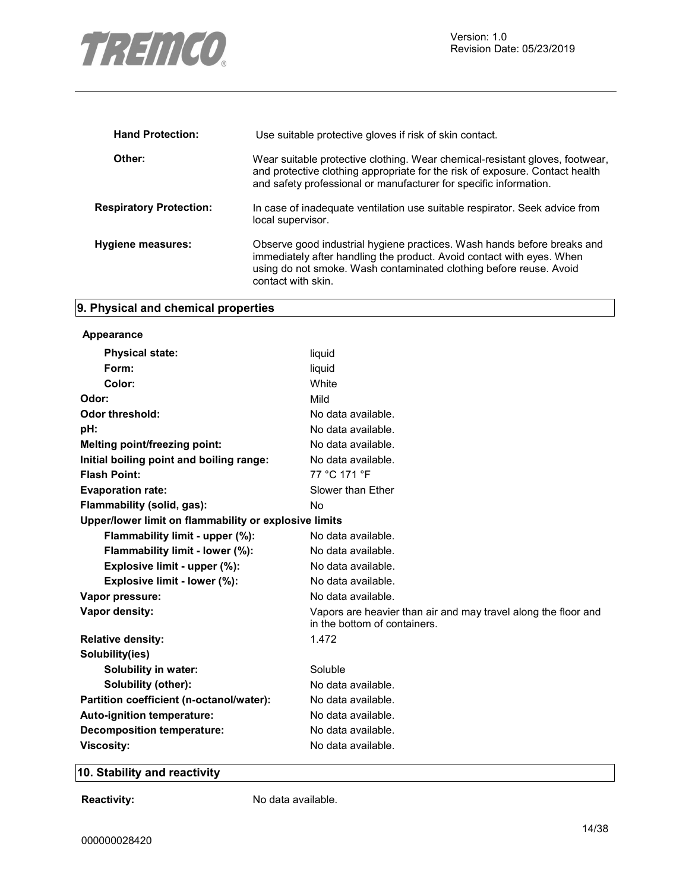| | |
|---|---|
| **Hand Protection:** | Use suitable protective gloves if risk of skin contact. |
| **Other:** | Wear suitable protective clothing. Wear chemical-resistant gloves, footwear, and protective clothing appropriate for the risk of exposure. Contact health and safety professional or manufacturer for specific information. |
| **Respiratory Protection:** | In case of inadequate ventilation use suitable respirator. Seek advice from local supervisor. |
| **Hygiene measures:** | Observe good industrial hygiene practices. Wash hands before breaks and immediately after handling the product. Avoid contact with eyes. When using do not smoke. Wash contaminated clothing before reuse. Avoid contact with skin. |

## 9. Physical and chemical properties

**Appearance**

| | |
|---|---|
| **Physical state:** | liquid |
| **Form:** | liquid |
| **Color:** | White |
| **Odor:** | Mild |
| **Odor threshold:** | No data available. |
| **pH:** | No data available. |
| **Melting point/freezing point:** | No data available. |
| **Initial boiling point and boiling range:** | No data available. |
| **Flash Point:** | 77 °C 171 °F |
| **Evaporation rate:** | Slower than Ether |
| **Flammability (solid, gas):** | No |
| **Upper/lower limit on flammability or explosive limits** | |
| **Flammability limit - upper (%):** | No data available. |
| **Flammability limit - lower (%):** | No data available. |
| **Explosive limit - upper (%):** | No data available. |
| **Explosive limit - lower (%):** | No data available. |
| **Vapor pressure:** | No data available. |
| **Vapor density:** | Vapors are heavier than air and may travel along the floor and in the bottom of containers. |
| **Relative density:** | 1.472 |
| **Solubility(ies)** | |
| **Solubility in water:** | Soluble |
| **Solubility (other):** | No data available. |
| **Partition coefficient (n-octanol/water):** | No data available. |
| **Auto-ignition temperature:** | No data available. |
| **Decomposition temperature:** | No data available. |
| **Viscosity:** | No data available. |

## 10. Stability and reactivity

| | |
|---|---|
| **Reactivity:** | No data available. |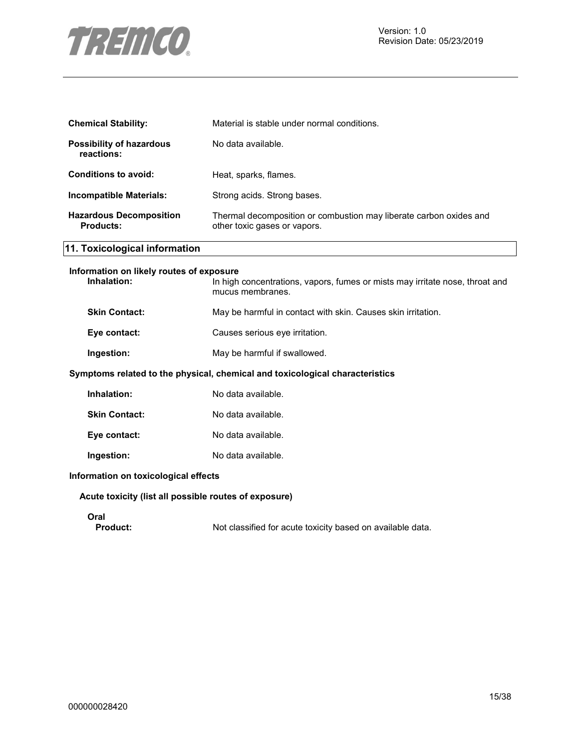| | |
|---|---|
| **Chemical Stability:** | Material is stable under normal conditions. |
| **Possibility of hazardous reactions:** | No data available. |
| **Conditions to avoid:** | Heat, sparks, flames. |
| **Incompatible Materials:** | Strong acids. Strong bases. |
| **Hazardous Decomposition Products:** | Thermal decomposition or combustion may liberate carbon oxides and other toxic gases or vapors. |

## 11. Toxicological information

### Information on likely routes of exposure

| | |
|---|---|
| **Inhalation:** | In high concentrations, vapors, fumes or mists may irritate nose, throat and mucus membranes. |
| **Skin Contact:** | May be harmful in contact with skin. Causes skin irritation. |
| **Eye contact:** | Causes serious eye irritation. |
| **Ingestion:** | May be harmful if swallowed. |

### Symptoms related to the physical, chemical and toxicological characteristics

| | |
|---|---|
| **Inhalation:** | No data available. |
| **Skin Contact:** | No data available. |
| **Eye contact:** | No data available. |
| **Ingestion:** | No data available. |

### Information on toxicological effects

**Acute toxicity (list all possible routes of exposure)**

**Oral**

**Product:** Not classified for acute toxicity based on available data.

000000028420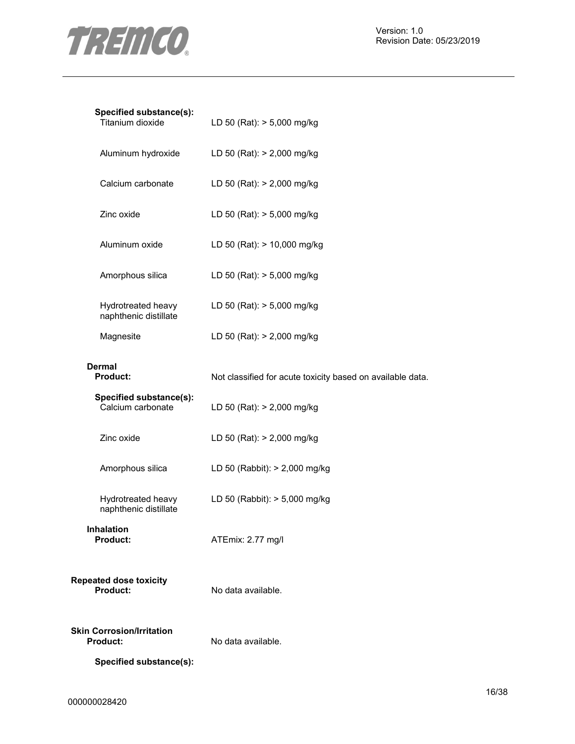**Specified substance(s):**

| | |
|---|---|
| Titanium dioxide | LD 50 (Rat): > 5,000 mg/kg |
| Aluminum hydroxide | LD 50 (Rat): > 2,000 mg/kg |
| Calcium carbonate | LD 50 (Rat): > 2,000 mg/kg |
| Zinc oxide | LD 50 (Rat): > 5,000 mg/kg |
| Aluminum oxide | LD 50 (Rat): > 10,000 mg/kg |
| Amorphous silica | LD 50 (Rat): > 5,000 mg/kg |
| Hydrotreated heavy naphthenic distillate | LD 50 (Rat): > 5,000 mg/kg |
| Magnesite | LD 50 (Rat): > 2,000 mg/kg |

**Dermal**

**Product:** Not classified for acute toxicity based on available data.

**Specified substance(s):**

| | |
|---|---|
| Calcium carbonate | LD 50 (Rat): > 2,000 mg/kg |
| Zinc oxide | LD 50 (Rat): > 2,000 mg/kg |
| Amorphous silica | LD 50 (Rabbit): > 2,000 mg/kg |
| Hydrotreated heavy naphthenic distillate | LD 50 (Rabbit): > 5,000 mg/kg |

**Inhalation**

**Product:** ATEmix: 2.77 mg/l

**Repeated dose toxicity**

**Product:** No data available.

**Skin Corrosion/Irritation**

**Product:** No data available.

**Specified substance(s):**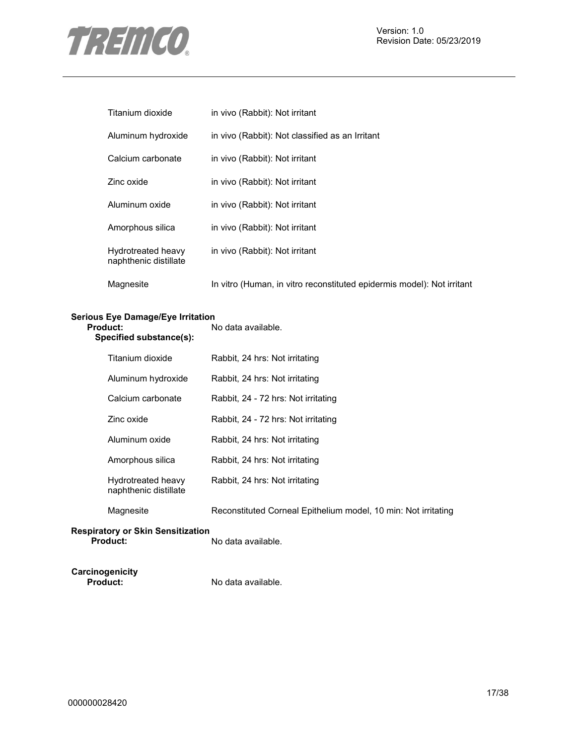| | |
|---|---|
| Titanium dioxide | in vivo (Rabbit): Not irritant |
| Aluminum hydroxide | in vivo (Rabbit): Not classified as an Irritant |
| Calcium carbonate | in vivo (Rabbit): Not irritant |
| Zinc oxide | in vivo (Rabbit): Not irritant |
| Aluminum oxide | in vivo (Rabbit): Not irritant |
| Amorphous silica | in vivo (Rabbit): Not irritant |
| Hydrotreated heavy naphthenic distillate | in vivo (Rabbit): Not irritant |
| Magnesite | In vitro (Human, in vitro reconstituted epidermis model): Not irritant |

**Serious Eye Damage/Eye Irritation**

**Product:** No data available.

**Specified substance(s):**

| | |
|---|---|
| Titanium dioxide | Rabbit, 24 hrs: Not irritating |
| Aluminum hydroxide | Rabbit, 24 hrs: Not irritating |
| Calcium carbonate | Rabbit, 24 - 72 hrs: Not irritating |
| Zinc oxide | Rabbit, 24 - 72 hrs: Not irritating |
| Aluminum oxide | Rabbit, 24 hrs: Not irritating |
| Amorphous silica | Rabbit, 24 hrs: Not irritating |
| Hydrotreated heavy naphthenic distillate | Rabbit, 24 hrs: Not irritating |
| Magnesite | Reconstituted Corneal Epithelium model, 10 min: Not irritating |

**Respiratory or Skin Sensitization**

**Product:** No data available.

**Carcinogenicity**

**Product:** No data available.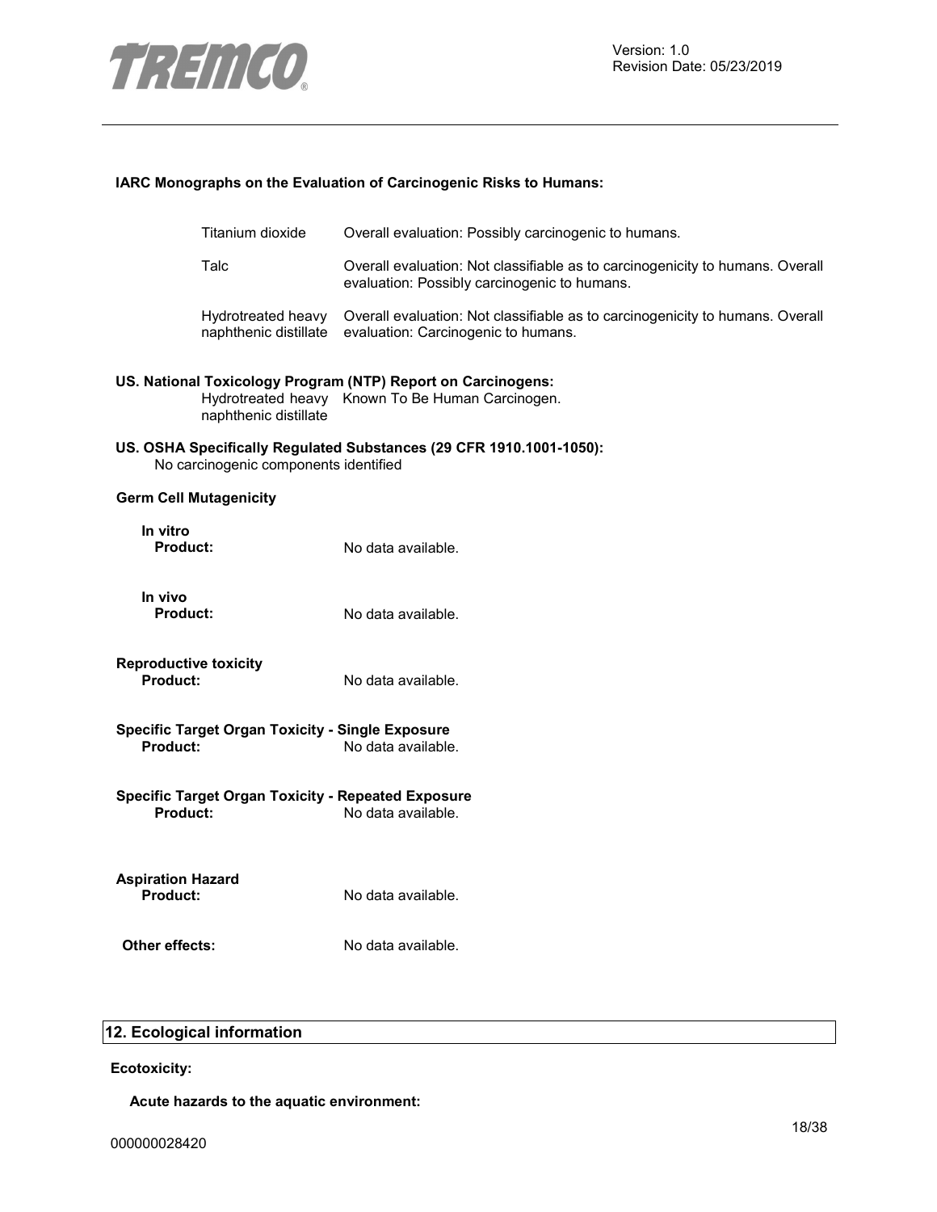**IARC Monographs on the Evaluation of Carcinogenic Risks to Humans:**

| | |
|---|---|
| Titanium dioxide | Overall evaluation: Possibly carcinogenic to humans. |
| Talc | Overall evaluation: Not classifiable as to carcinogenicity to humans. Overall evaluation: Possibly carcinogenic to humans. |
| Hydrotreated heavy naphthenic distillate | Overall evaluation: Not classifiable as to carcinogenicity to humans. Overall evaluation: Carcinogenic to humans. |

**US. National Toxicology Program (NTP) Report on Carcinogens:**

| | |
|---|---|
| Hydrotreated heavy naphthenic distillate | Known To Be Human Carcinogen. |

**US. OSHA Specifically Regulated Substances (29 CFR 1910.1001-1050):**
No carcinogenic components identified

**Germ Cell Mutagenicity**

**In vitro**
**Product:** No data available.

**In vivo**
**Product:** No data available.

**Reproductive toxicity**
**Product:** No data available.

**Specific Target Organ Toxicity - Single Exposure**
**Product:** No data available.

**Specific Target Organ Toxicity - Repeated Exposure**
**Product:** No data available.

**Aspiration Hazard**
**Product:** No data available.

**Other effects:** No data available.

## 12. Ecological information

**Ecotoxicity:**

**Acute hazards to the aquatic environment:**

000000028420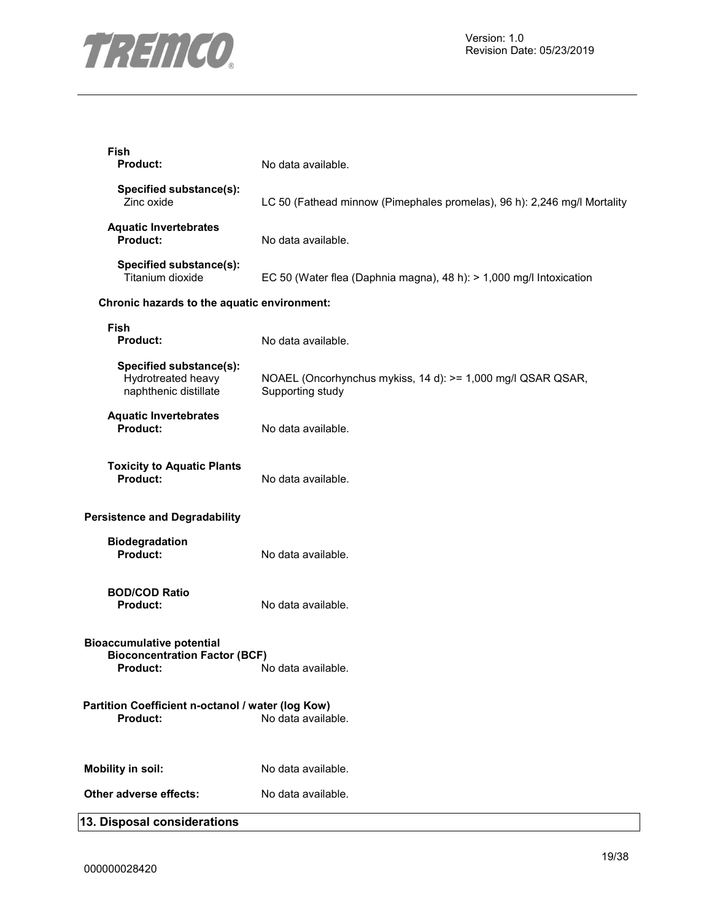**Fish**

**Product:** No data available.

**Specified substance(s):**
Zinc oxide: LC 50 (Fathead minnow (Pimephales promelas), 96 h): 2,246 mg/l Mortality

**Aquatic Invertebrates**

**Product:** No data available.

**Specified substance(s):**
Titanium dioxide: EC 50 (Water flea (Daphnia magna), 48 h): > 1,000 mg/l Intoxication

**Chronic hazards to the aquatic environment:**

**Fish**

**Product:** No data available.

**Specified substance(s):**
Hydrotreated heavy naphthenic distillate: NOAEL (Oncorhynchus mykiss, 14 d): >= 1,000 mg/l QSAR QSAR, Supporting study

**Aquatic Invertebrates**

**Product:** No data available.

**Toxicity to Aquatic Plants**

**Product:** No data available.

**Persistence and Degradability**

**Biodegradation**

**Product:** No data available.

**BOD/COD Ratio**

**Product:** No data available.

**Bioaccumulative potential**

**Bioconcentration Factor (BCF)**

**Product:** No data available.

**Partition Coefficient n-octanol / water (log Kow)**

**Product:** No data available.

**Mobility in soil:** No data available.

**Other adverse effects:** No data available.

## 13. Disposal considerations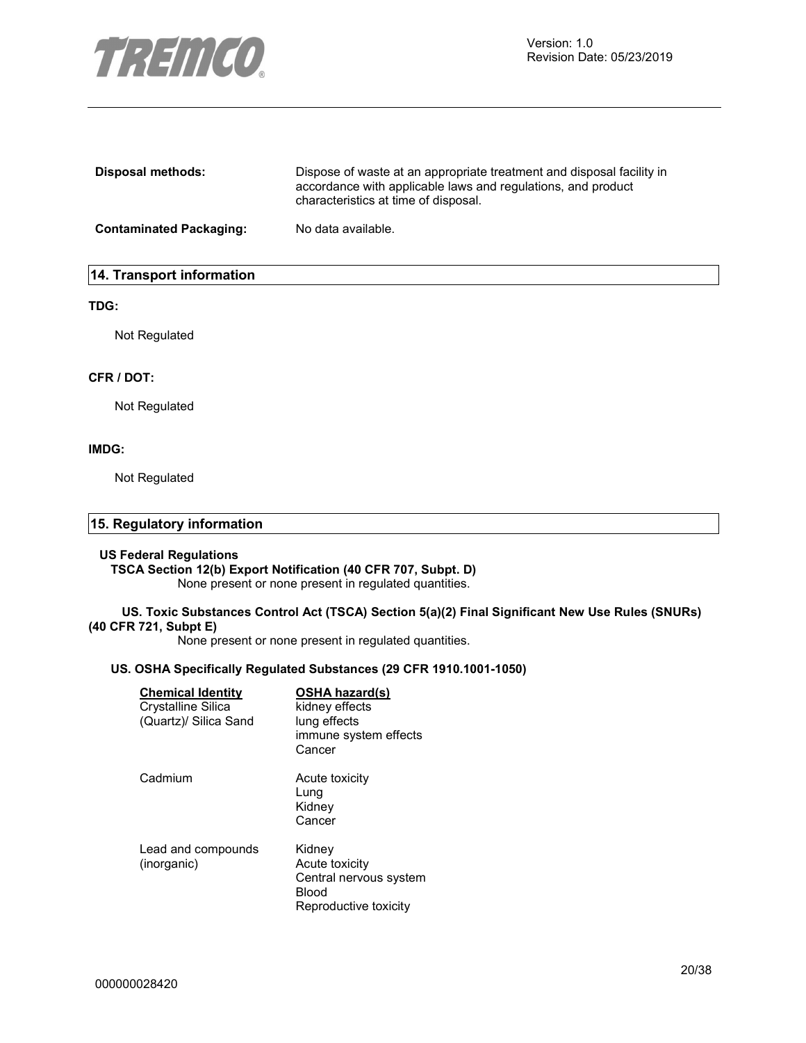**Disposal methods:** Dispose of waste at an appropriate treatment and disposal facility in accordance with applicable laws and regulations, and product characteristics at time of disposal.

**Contaminated Packaging:** No data available.

## 14. Transport information

**TDG:**

Not Regulated

**CFR / DOT:**

Not Regulated

**IMDG:**

Not Regulated

## 15. Regulatory information

**US Federal Regulations**

**TSCA Section 12(b) Export Notification (40 CFR 707, Subpt. D)**

None present or none present in regulated quantities.

**US. Toxic Substances Control Act (TSCA) Section 5(a)(2) Final Significant New Use Rules (SNURs) (40 CFR 721, Subpt E)**

None present or none present in regulated quantities.

**US. OSHA Specifically Regulated Substances (29 CFR 1910.1001-1050)**

| Chemical Identity | OSHA hazard(s) |
| --- | --- |
| Crystalline Silica (Quartz)/ Silica Sand | kidney effects<br>lung effects<br>immune system effects<br>Cancer |
| Cadmium | Acute toxicity<br>Lung<br>Kidney<br>Cancer |
| Lead and compounds (inorganic) | Kidney<br>Acute toxicity<br>Central nervous system<br>Blood<br>Reproductive toxicity |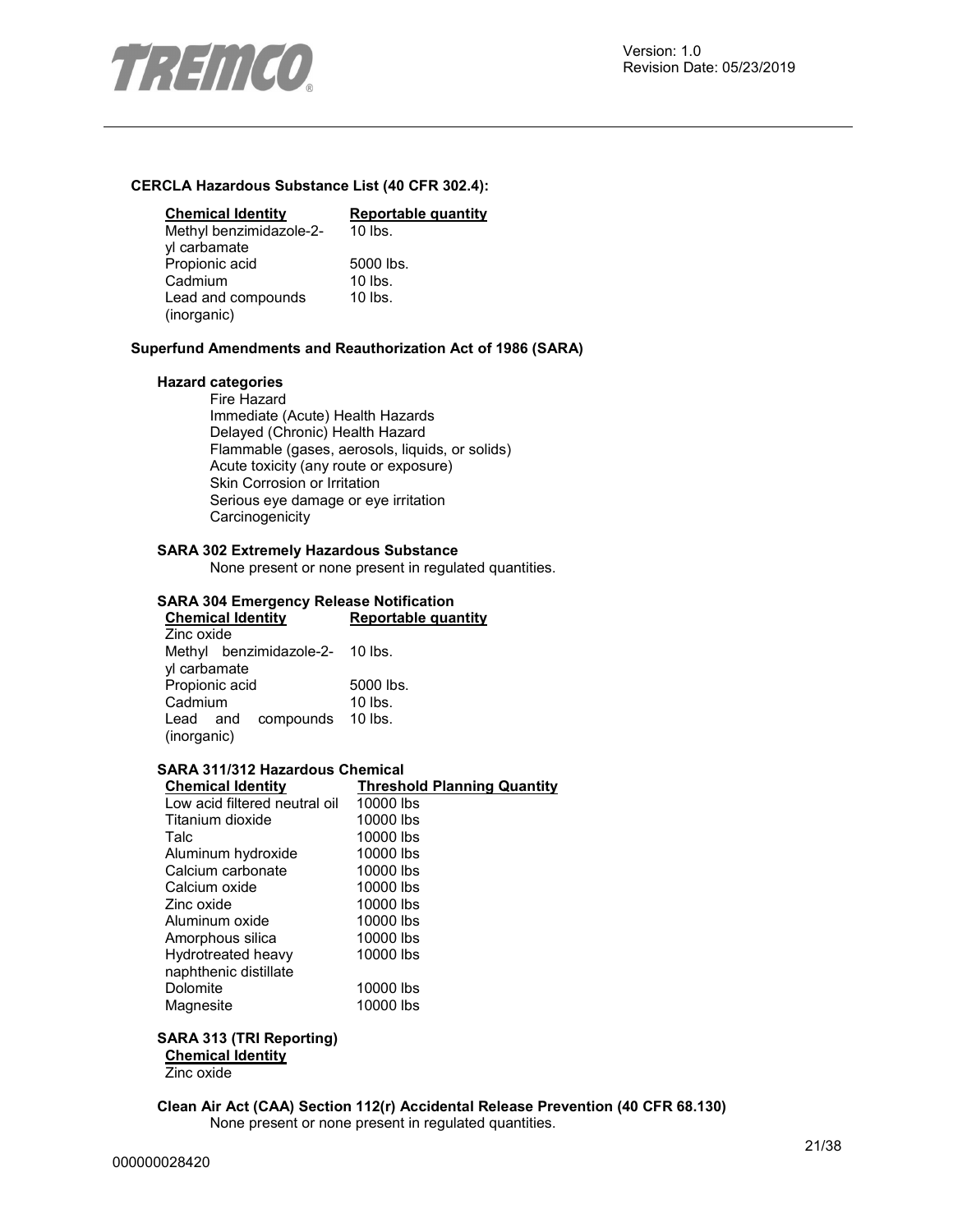**CERCLA Hazardous Substance List (40 CFR 302.4):**

| Chemical Identity | Reportable quantity |
| --- | --- |
| Methyl benzimidazole-2-yl carbamate | 10 lbs. |
| Propionic acid | 5000 lbs. |
| Cadmium | 10 lbs. |
| Lead and compounds (inorganic) | 10 lbs. |

**Superfund Amendments and Reauthorization Act of 1986 (SARA)**

**Hazard categories**

Fire Hazard
Immediate (Acute) Health Hazards
Delayed (Chronic) Health Hazard
Flammable (gases, aerosols, liquids, or solids)
Acute toxicity (any route or exposure)
Skin Corrosion or Irritation
Serious eye damage or eye irritation
Carcinogenicity

**SARA 302 Extremely Hazardous Substance**

None present or none present in regulated quantities.

**SARA 304 Emergency Release Notification**

| Chemical Identity | Reportable quantity |
| --- | --- |
| Zinc oxide | |
| Methyl benzimidazole-2-yl carbamate | 10 lbs. |
| Propionic acid | 5000 lbs. |
| Cadmium | 10 lbs. |
| Lead and compounds (inorganic) | 10 lbs. |

**SARA 311/312 Hazardous Chemical**

| Chemical Identity | Threshold Planning Quantity |
| --- | --- |
| Low acid filtered neutral oil | 10000 lbs |
| Titanium dioxide | 10000 lbs |
| Talc | 10000 lbs |
| Aluminum hydroxide | 10000 lbs |
| Calcium carbonate | 10000 lbs |
| Calcium oxide | 10000 lbs |
| Zinc oxide | 10000 lbs |
| Aluminum oxide | 10000 lbs |
| Amorphous silica | 10000 lbs |
| Hydrotreated heavy naphthenic distillate | 10000 lbs |
| Dolomite | 10000 lbs |
| Magnesite | 10000 lbs |

**SARA 313 (TRI Reporting)**

| Chemical Identity |
| --- |
| Zinc oxide |

**Clean Air Act (CAA) Section 112(r) Accidental Release Prevention (40 CFR 68.130)**

None present or none present in regulated quantities.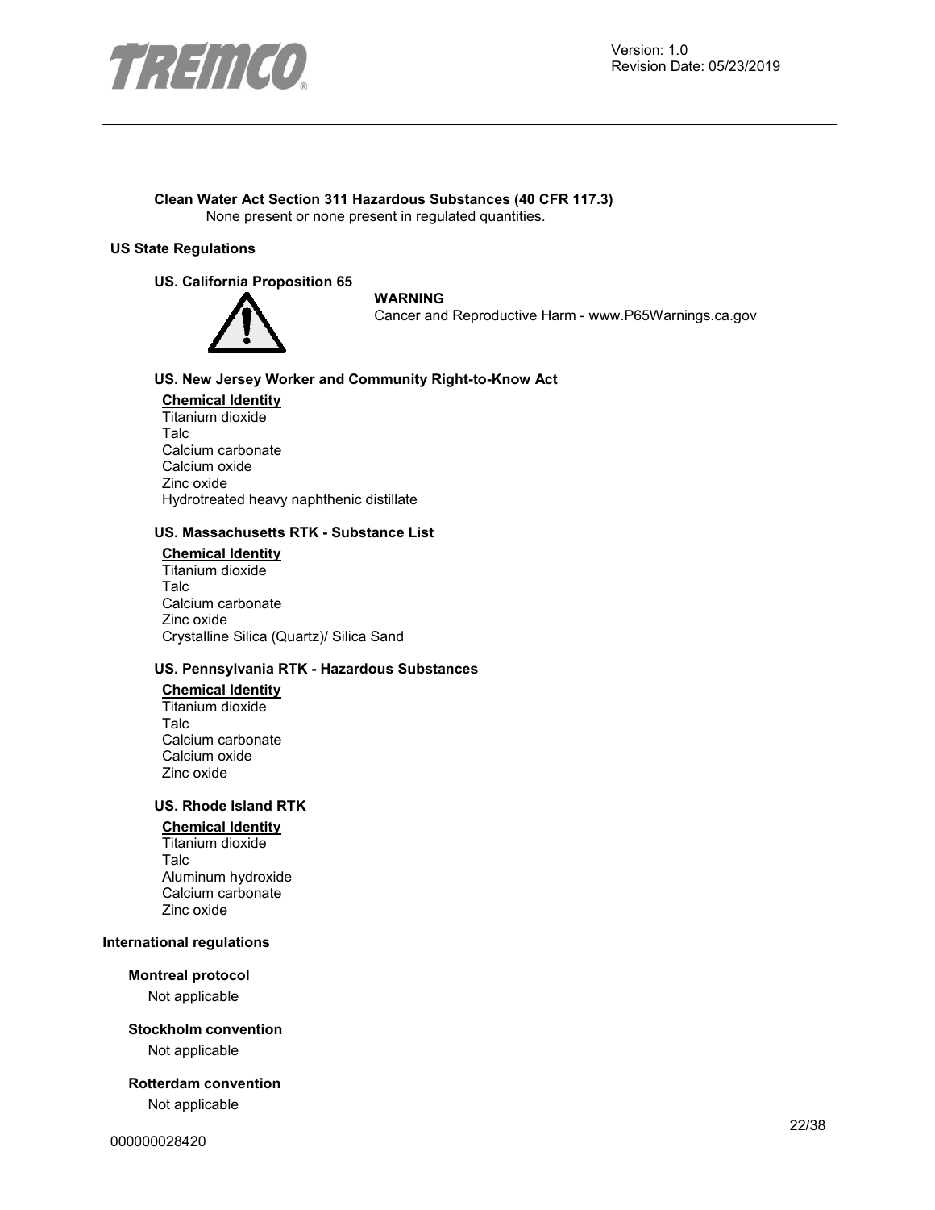#### Clean Water Act Section 311 Hazardous Substances (40 CFR 117.3)

None present or none present in regulated quantities.

### US State Regulations

#### US. California Proposition 65

**WARNING**

Cancer and Reproductive Harm - www.P65Warnings.ca.gov

#### US. New Jersey Worker and Community Right-to-Know Act

**Chemical Identity**

Titanium dioxide
Talc
Calcium carbonate
Calcium oxide
Zinc oxide
Hydrotreated heavy naphthenic distillate

#### US. Massachusetts RTK - Substance List

**Chemical Identity**

Titanium dioxide
Talc
Calcium carbonate
Zinc oxide
Crystalline Silica (Quartz)/ Silica Sand

#### US. Pennsylvania RTK - Hazardous Substances

**Chemical Identity**

Titanium dioxide
Talc
Calcium carbonate
Calcium oxide
Zinc oxide

#### US. Rhode Island RTK

**Chemical Identity**

Titanium dioxide
Talc
Aluminum hydroxide
Calcium carbonate
Zinc oxide

### International regulations

#### Montreal protocol

Not applicable

#### Stockholm convention

Not applicable

#### Rotterdam convention

Not applicable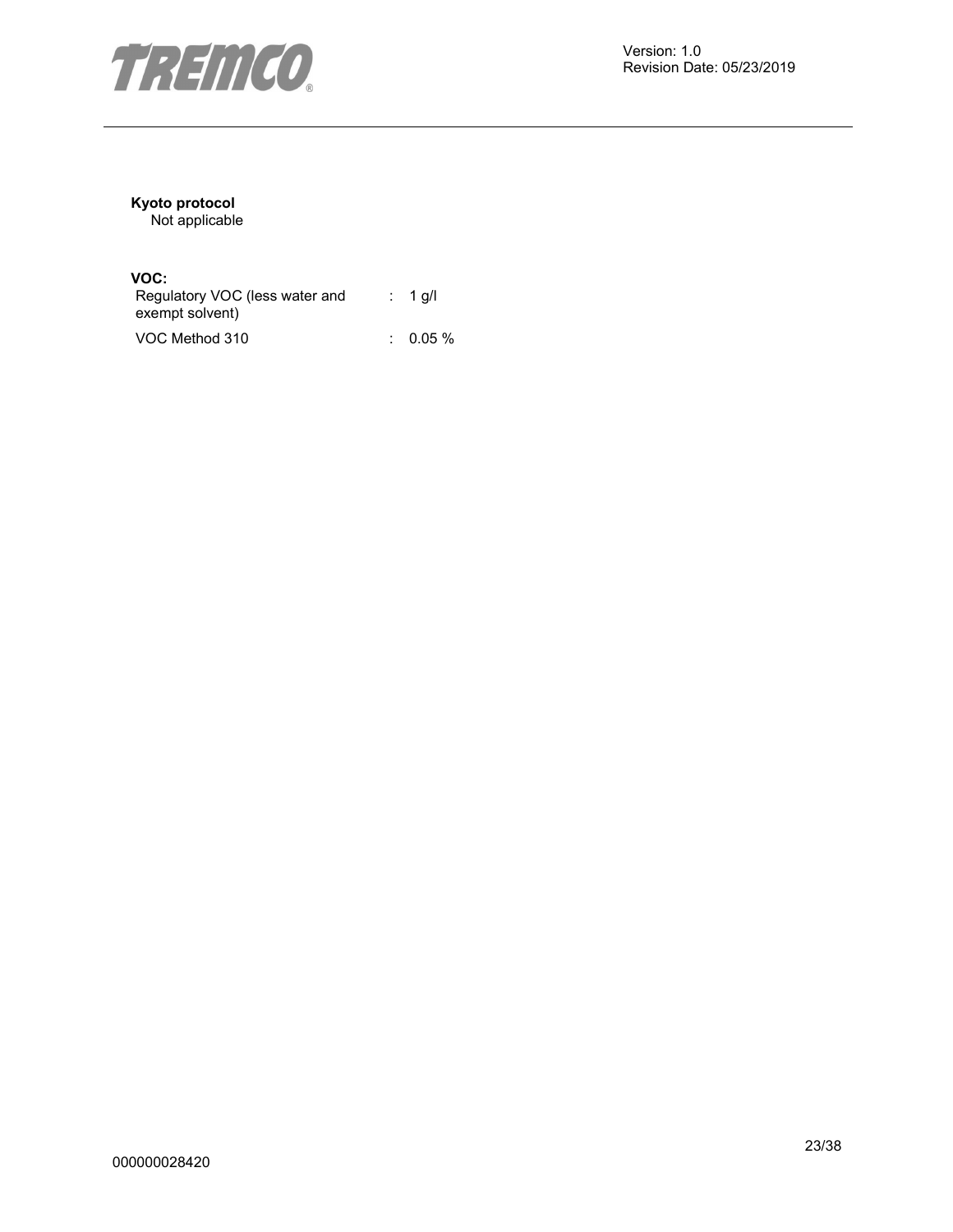**Kyoto protocol**

Not applicable

**VOC:**

| | | |
|---|---|---|
| Regulatory VOC (less water and exempt solvent) | : | 1 g/l |
| VOC Method 310 | : | 0.05 % |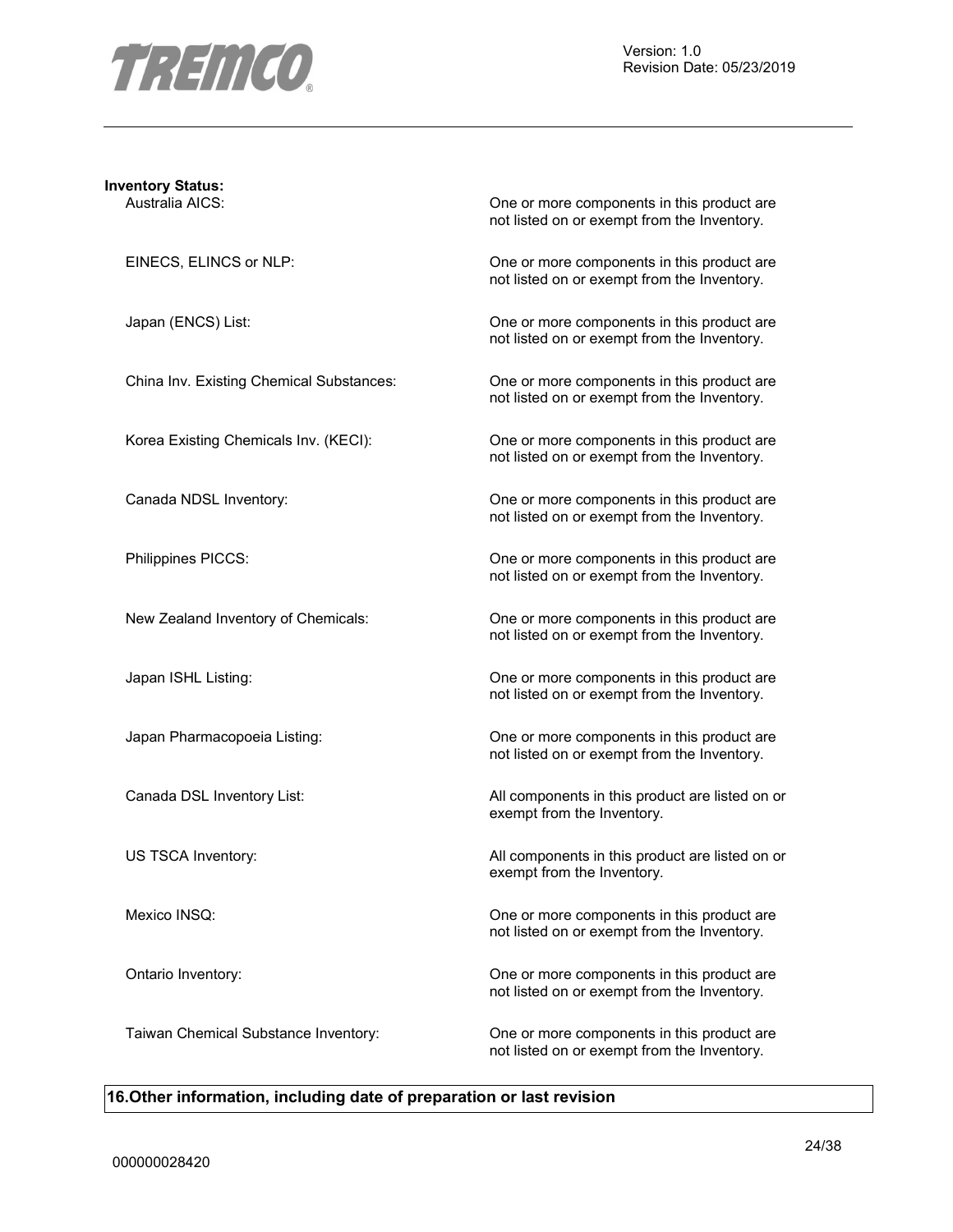**Inventory Status:**

| | |
|---|---|
| Australia AICS: | One or more components in this product are not listed on or exempt from the Inventory. |
| EINECS, ELINCS or NLP: | One or more components in this product are not listed on or exempt from the Inventory. |
| Japan (ENCS) List: | One or more components in this product are not listed on or exempt from the Inventory. |
| China Inv. Existing Chemical Substances: | One or more components in this product are not listed on or exempt from the Inventory. |
| Korea Existing Chemicals Inv. (KECI): | One or more components in this product are not listed on or exempt from the Inventory. |
| Canada NDSL Inventory: | One or more components in this product are not listed on or exempt from the Inventory. |
| Philippines PICCS: | One or more components in this product are not listed on or exempt from the Inventory. |
| New Zealand Inventory of Chemicals: | One or more components in this product are not listed on or exempt from the Inventory. |
| Japan ISHL Listing: | One or more components in this product are not listed on or exempt from the Inventory. |
| Japan Pharmacopoeia Listing: | One or more components in this product are not listed on or exempt from the Inventory. |
| Canada DSL Inventory List: | All components in this product are listed on or exempt from the Inventory. |
| US TSCA Inventory: | All components in this product are listed on or exempt from the Inventory. |
| Mexico INSQ: | One or more components in this product are not listed on or exempt from the Inventory. |
| Ontario Inventory: | One or more components in this product are not listed on or exempt from the Inventory. |
| Taiwan Chemical Substance Inventory: | One or more components in this product are not listed on or exempt from the Inventory. |

## 16.Other information, including date of preparation or last revision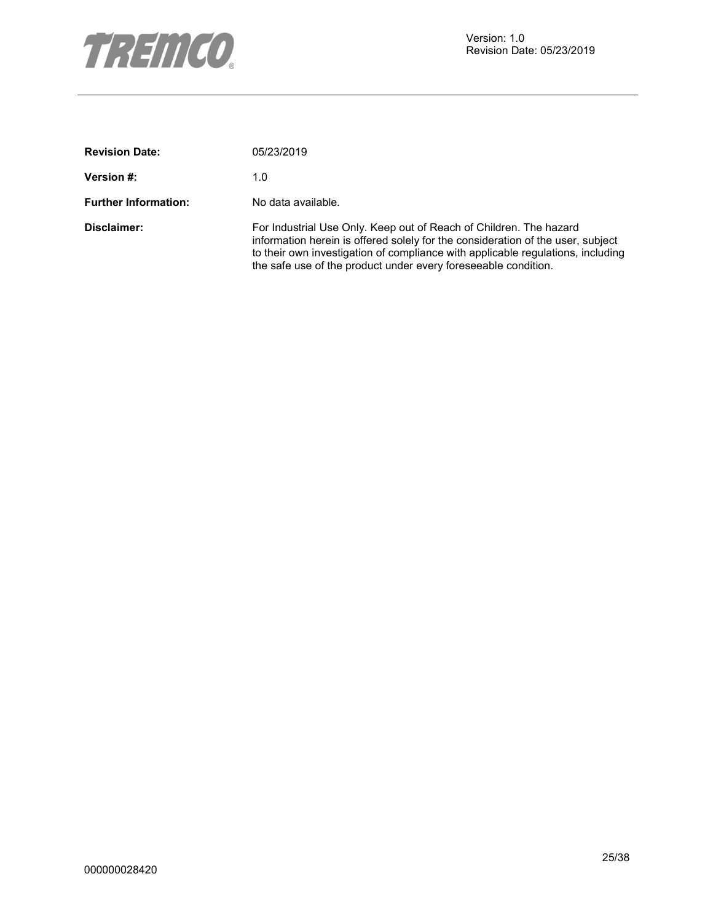**Revision Date:** 05/23/2019

**Version #:** 1.0

**Further Information:** No data available.

**Disclaimer:** For Industrial Use Only. Keep out of Reach of Children. The hazard information herein is offered solely for the consideration of the user, subject to their own investigation of compliance with applicable regulations, including the safe use of the product under every foreseeable condition.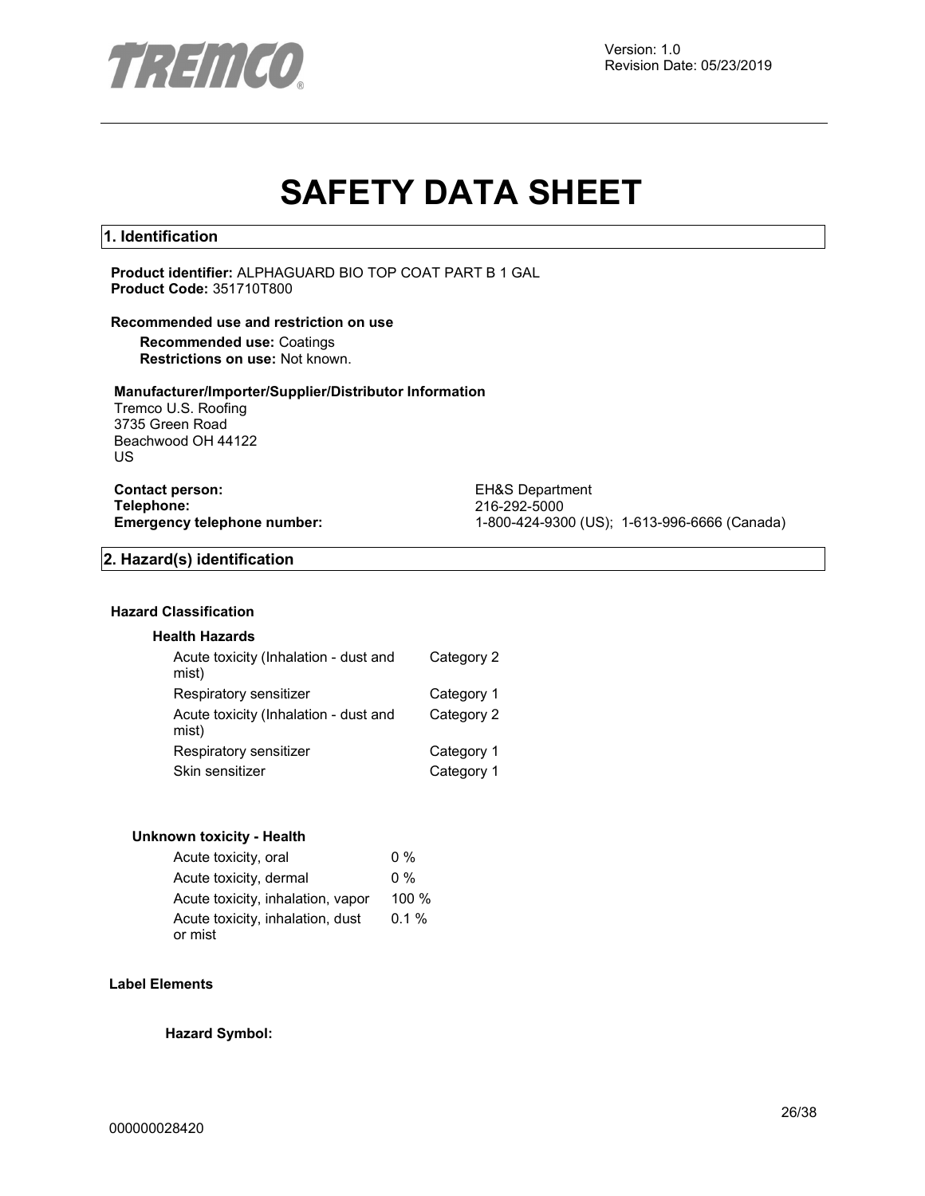Version: 1.0
Revision Date: 05/23/2019

# SAFETY DATA SHEET

## 1. Identification

**Product identifier:** ALPHAGUARD BIO TOP COAT PART B 1 GAL
**Product Code:** 351710T800

### Recommended use and restriction on use

**Recommended use:** Coatings
**Restrictions on use:** Not known.

### Manufacturer/Importer/Supplier/Distributor Information

Tremco U.S. Roofing
3735 Green Road
Beachwood OH 44122
US

**Contact person:** EH&S Department
**Telephone:** 216-292-5000
**Emergency telephone number:** 1-800-424-9300 (US); 1-613-996-6666 (Canada)

## 2. Hazard(s) identification

### Hazard Classification

**Health Hazards**

| | |
|---|---|
| Acute toxicity (Inhalation - dust and mist) | Category 2 |
| Respiratory sensitizer | Category 1 |
| Acute toxicity (Inhalation - dust and mist) | Category 2 |
| Respiratory sensitizer | Category 1 |
| Skin sensitizer | Category 1 |

**Unknown toxicity - Health**

| | |
|---|---|
| Acute toxicity, oral | 0 % |
| Acute toxicity, dermal | 0 % |
| Acute toxicity, inhalation, vapor | 100 % |
| Acute toxicity, inhalation, dust or mist | 0.1 % |

### Label Elements

**Hazard Symbol:**

000000028420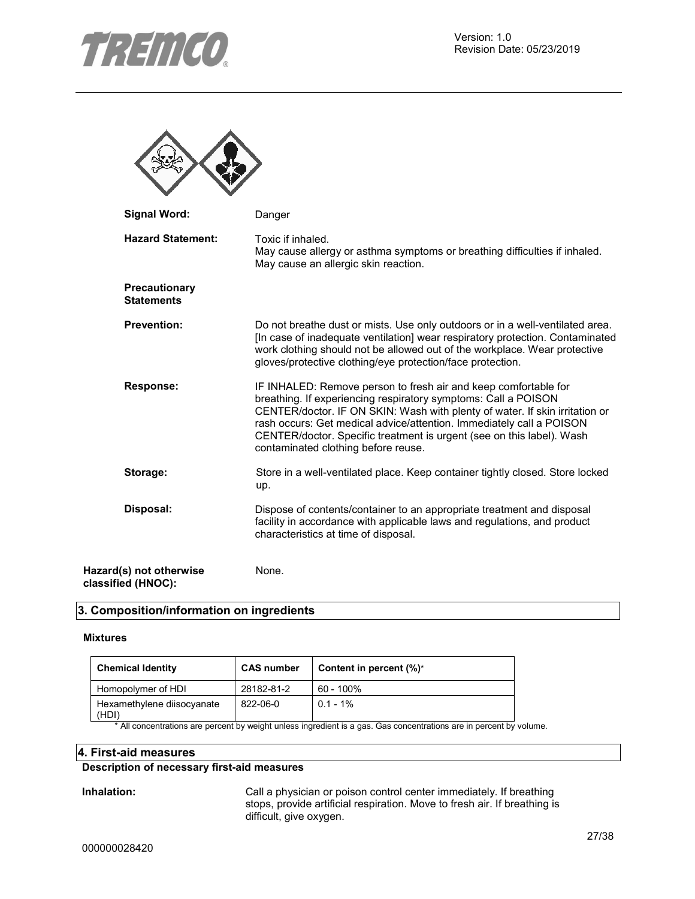**Signal Word:** Danger

**Hazard Statement:** Toxic if inhaled.
May cause allergy or asthma symptoms or breathing difficulties if inhaled.
May cause an allergic skin reaction.

**Precautionary Statements**

**Prevention:** Do not breathe dust or mists. Use only outdoors or in a well-ventilated area. [In case of inadequate ventilation] wear respiratory protection. Contaminated work clothing should not be allowed out of the workplace. Wear protective gloves/protective clothing/eye protection/face protection.

**Response:** IF INHALED: Remove person to fresh air and keep comfortable for breathing. If experiencing respiratory symptoms: Call a POISON CENTER/doctor. IF ON SKIN: Wash with plenty of water. If skin irritation or rash occurs: Get medical advice/attention. Immediately call a POISON CENTER/doctor. Specific treatment is urgent (see on this label). Wash contaminated clothing before reuse.

**Storage:** Store in a well-ventilated place. Keep container tightly closed. Store locked up.

**Disposal:** Dispose of contents/container to an appropriate treatment and disposal facility in accordance with applicable laws and regulations, and product characteristics at time of disposal.

**Hazard(s) not otherwise classified (HNOC):** None.

## 3. Composition/information on ingredients

**Mixtures**

| Chemical Identity | CAS number | Content in percent (%)* |
|---|---|---|
| Homopolymer of HDI | 28182-81-2 | 60 - 100% |
| Hexamethylene diisocyanate (HDI) | 822-06-0 | 0.1 - 1% |

* All concentrations are percent by weight unless ingredient is a gas. Gas concentrations are in percent by volume.

## 4. First-aid measures

**Description of necessary first-aid measures**

**Inhalation:** Call a physician or poison control center immediately. If breathing stops, provide artificial respiration. Move to fresh air. If breathing is difficult, give oxygen.

000000028420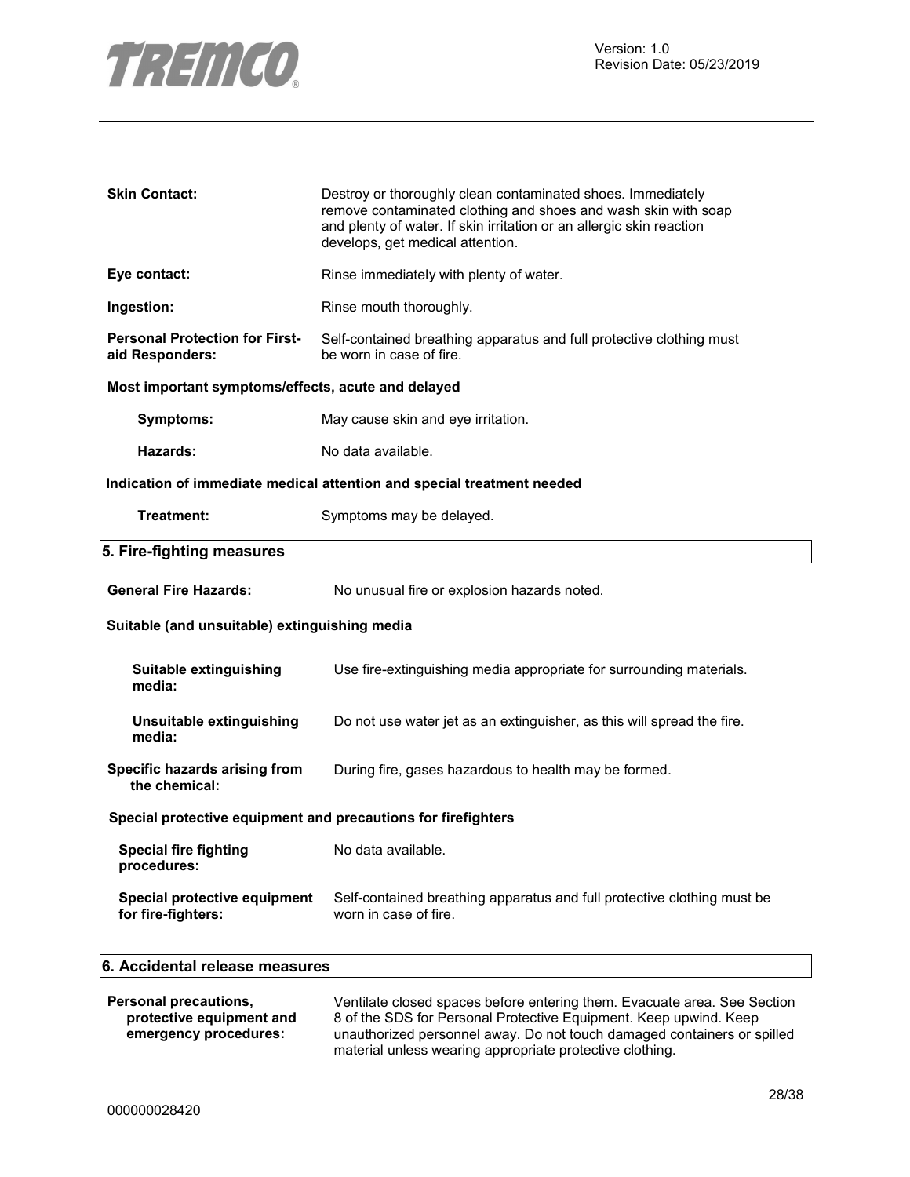**Skin Contact:** Destroy or thoroughly clean contaminated shoes. Immediately remove contaminated clothing and shoes and wash skin with soap and plenty of water. If skin irritation or an allergic skin reaction develops, get medical attention.

**Eye contact:** Rinse immediately with plenty of water.

**Ingestion:** Rinse mouth thoroughly.

**Personal Protection for First-aid Responders:** Self-contained breathing apparatus and full protective clothing must be worn in case of fire.

**Most important symptoms/effects, acute and delayed**

**Symptoms:** May cause skin and eye irritation.

**Hazards:** No data available.

**Indication of immediate medical attention and special treatment needed**

**Treatment:** Symptoms may be delayed.

## 5. Fire-fighting measures

**General Fire Hazards:** No unusual fire or explosion hazards noted.

**Suitable (and unsuitable) extinguishing media**

**Suitable extinguishing media:** Use fire-extinguishing media appropriate for surrounding materials.

**Unsuitable extinguishing media:** Do not use water jet as an extinguisher, as this will spread the fire.

**Specific hazards arising from the chemical:** During fire, gases hazardous to health may be formed.

**Special protective equipment and precautions for firefighters**

**Special fire fighting procedures:** No data available.

**Special protective equipment for fire-fighters:** Self-contained breathing apparatus and full protective clothing must be worn in case of fire.

## 6. Accidental release measures

**Personal precautions, protective equipment and emergency procedures:** Ventilate closed spaces before entering them. Evacuate area. See Section 8 of the SDS for Personal Protective Equipment. Keep upwind. Keep unauthorized personnel away. Do not touch damaged containers or spilled material unless wearing appropriate protective clothing.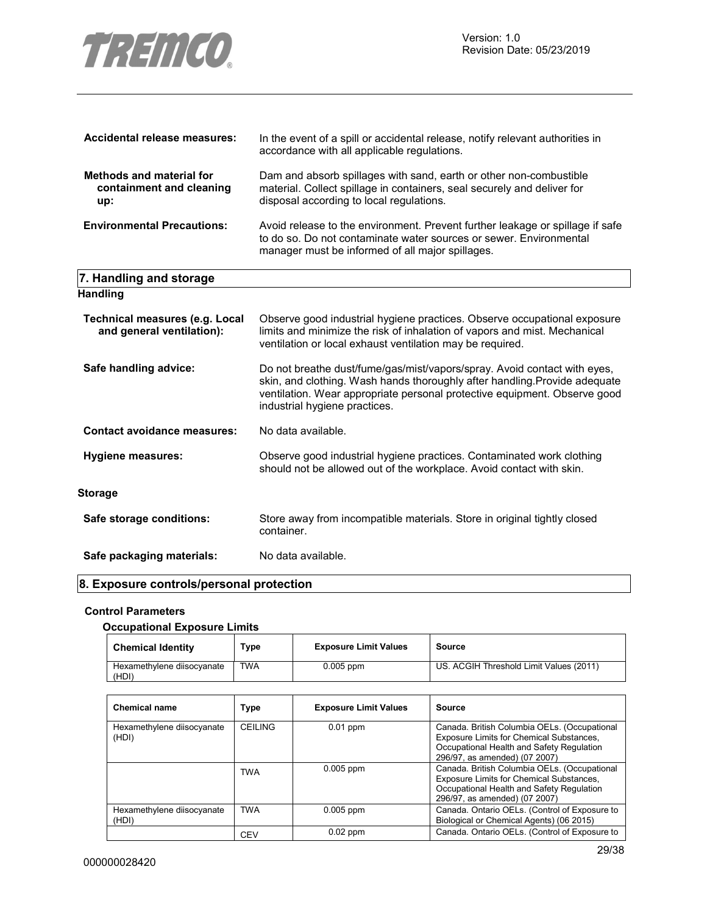| | |
|---|---|
| **Accidental release measures:** | In the event of a spill or accidental release, notify relevant authorities in accordance with all applicable regulations. |
| **Methods and material for containment and cleaning up:** | Dam and absorb spillages with sand, earth or other non-combustible material. Collect spillage in containers, seal securely and deliver for disposal according to local regulations. |
| **Environmental Precautions:** | Avoid release to the environment. Prevent further leakage or spillage if safe to do so. Do not contaminate water sources or sewer. Environmental manager must be informed of all major spillages. |

## 7. Handling and storage

### Handling

| | |
|---|---|
| **Technical measures (e.g. Local and general ventilation):** | Observe good industrial hygiene practices. Observe occupational exposure limits and minimize the risk of inhalation of vapors and mist. Mechanical ventilation or local exhaust ventilation may be required. |
| **Safe handling advice:** | Do not breathe dust/fume/gas/mist/vapors/spray. Avoid contact with eyes, skin, and clothing. Wash hands thoroughly after handling.Provide adequate ventilation. Wear appropriate personal protective equipment. Observe good industrial hygiene practices. |
| **Contact avoidance measures:** | No data available. |
| **Hygiene measures:** | Observe good industrial hygiene practices. Contaminated work clothing should not be allowed out of the workplace. Avoid contact with skin. |

### Storage

| | |
|---|---|
| **Safe storage conditions:** | Store away from incompatible materials. Store in original tightly closed container. |
| **Safe packaging materials:** | No data available. |

## 8. Exposure controls/personal protection

### Control Parameters

#### Occupational Exposure Limits

| Chemical Identity | Type | Exposure Limit Values | Source |
|---|---|---|---|
| Hexamethylene diisocyanate (HDI) | TWA | 0.005 ppm | US. ACGIH Threshold Limit Values (2011) |

| Chemical name | Type | Exposure Limit Values | Source |
|---|---|---|---|
| Hexamethylene diisocyanate (HDI) | CEILING | 0.01 ppm | Canada. British Columbia OELs. (Occupational Exposure Limits for Chemical Substances, Occupational Health and Safety Regulation 296/97, as amended) (07 2007) |
| | TWA | 0.005 ppm | Canada. British Columbia OELs. (Occupational Exposure Limits for Chemical Substances, Occupational Health and Safety Regulation 296/97, as amended) (07 2007) |
| Hexamethylene diisocyanate (HDI) | TWA | 0.005 ppm | Canada. Ontario OELs. (Control of Exposure to Biological or Chemical Agents) (06 2015) |
| | CEV | 0.02 ppm | Canada. Ontario OELs. (Control of Exposure to |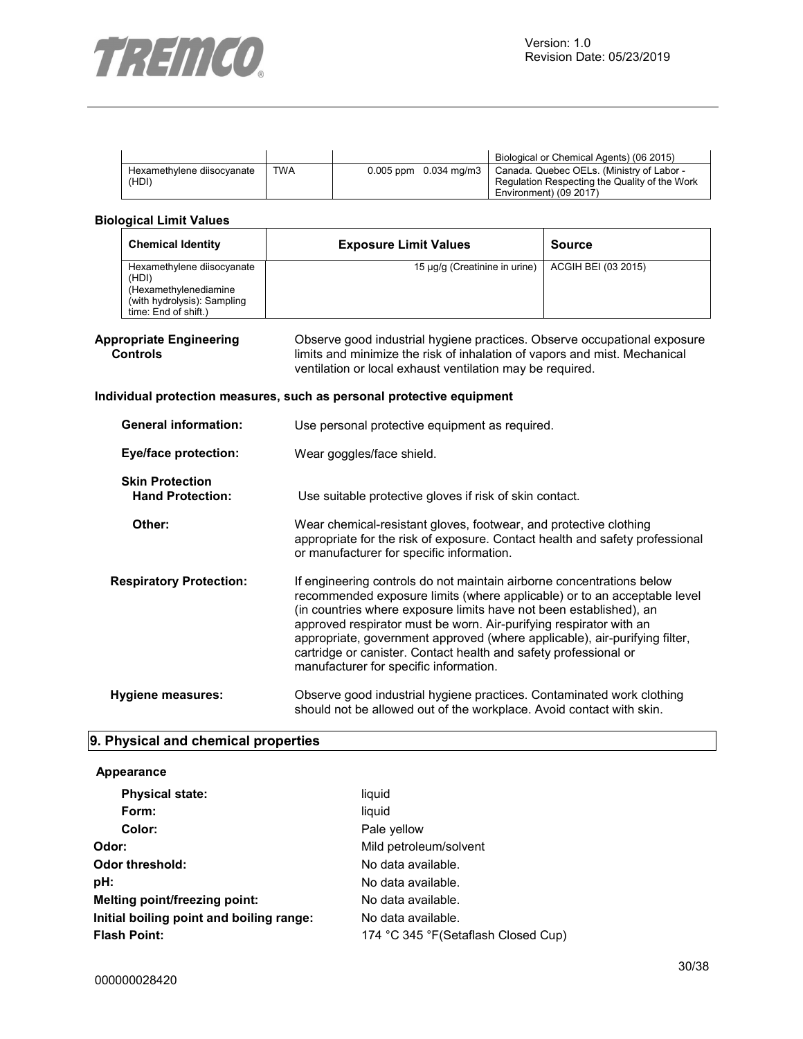| | | | Biological or Chemical Agents) (06 2015) |
|---|---|---|---|
| Hexamethylene diisocyanate (HDI) | TWA | 0.005 ppm 0.034 mg/m3 | Canada. Quebec OELs. (Ministry of Labor - Regulation Respecting the Quality of the Work Environment) (09 2017) |

**Biological Limit Values**

| Chemical Identity | Exposure Limit Values | Source |
|---|---|---|
| Hexamethylene diisocyanate (HDI) (Hexamethylenediamine (with hydrolysis): Sampling time: End of shift.) | 15 µg/g (Creatinine in urine) | ACGIH BEI (03 2015) |

**Appropriate Engineering Controls**: Observe good industrial hygiene practices. Observe occupational exposure limits and minimize the risk of inhalation of vapors and mist. Mechanical ventilation or local exhaust ventilation may be required.

**Individual protection measures, such as personal protective equipment**

**General information:** Use personal protective equipment as required.

**Eye/face protection:** Wear goggles/face shield.

**Skin Protection**

**Hand Protection:** Use suitable protective gloves if risk of skin contact.

**Other:** Wear chemical-resistant gloves, footwear, and protective clothing appropriate for the risk of exposure. Contact health and safety professional or manufacturer for specific information.

**Respiratory Protection:** If engineering controls do not maintain airborne concentrations below recommended exposure limits (where applicable) or to an acceptable level (in countries where exposure limits have not been established), an approved respirator must be worn. Air-purifying respirator with an appropriate, government approved (where applicable), air-purifying filter, cartridge or canister. Contact health and safety professional or manufacturer for specific information.

**Hygiene measures:** Observe good industrial hygiene practices. Contaminated work clothing should not be allowed out of the workplace. Avoid contact with skin.

## 9. Physical and chemical properties

**Appearance**

**Physical state:** liquid

**Form:** liquid

**Color:** Pale yellow

**Odor:** Mild petroleum/solvent

**Odor threshold:** No data available.

**pH:** No data available.

**Melting point/freezing point:** No data available.

**Initial boiling point and boiling range:** No data available.

**Flash Point:** 174 °C 345 °F(Setaflash Closed Cup)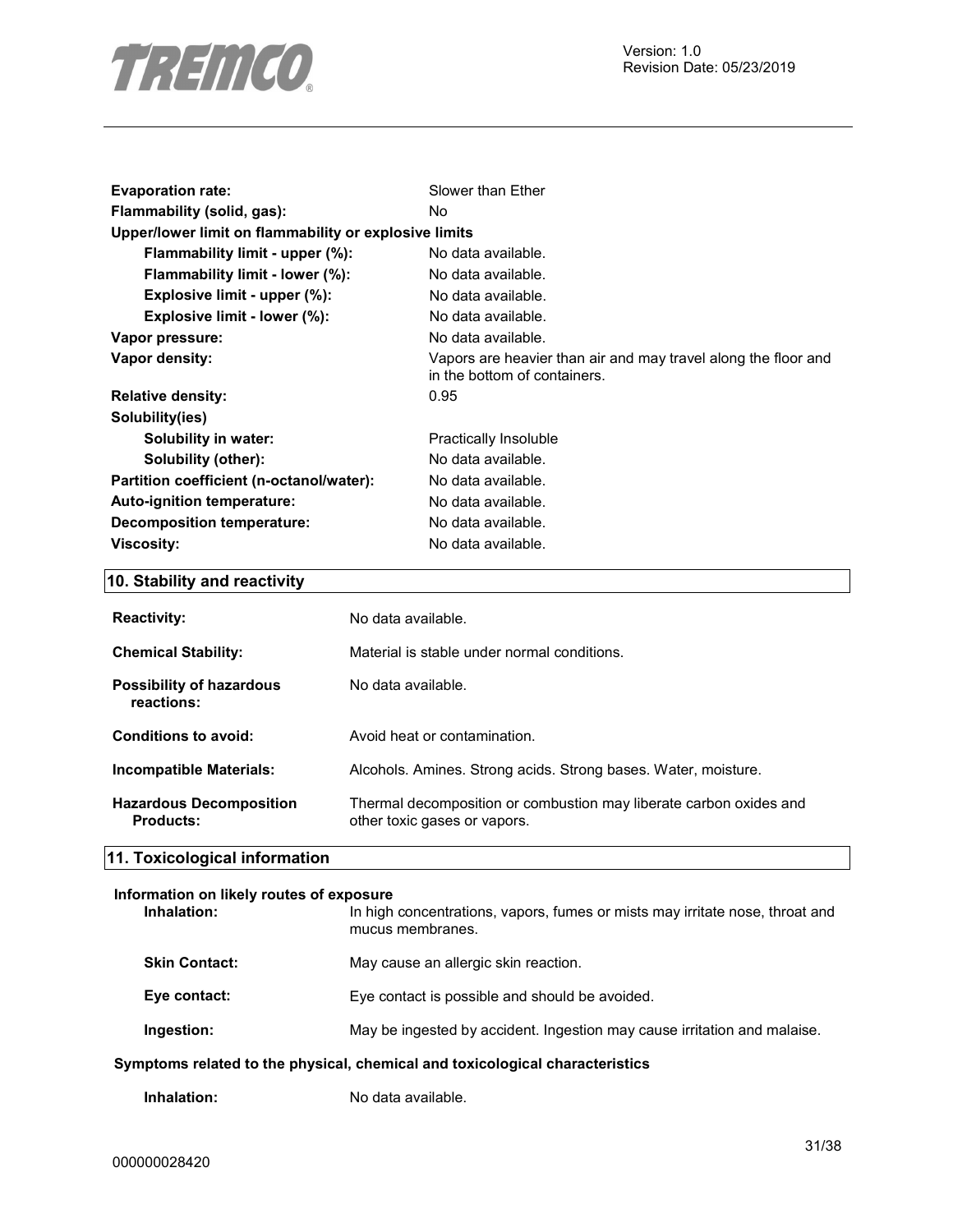| | |
|---|---|
| **Evaporation rate:** | Slower than Ether |
| **Flammability (solid, gas):** | No |
| **Upper/lower limit on flammability or explosive limits** | |
| **Flammability limit - upper (%):** | No data available. |
| **Flammability limit - lower (%):** | No data available. |
| **Explosive limit - upper (%):** | No data available. |
| **Explosive limit - lower (%):** | No data available. |
| **Vapor pressure:** | No data available. |
| **Vapor density:** | Vapors are heavier than air and may travel along the floor and in the bottom of containers. |
| **Relative density:** | 0.95 |
| **Solubility(ies)** | |
| **Solubility in water:** | Practically Insoluble |
| **Solubility (other):** | No data available. |
| **Partition coefficient (n-octanol/water):** | No data available. |
| **Auto-ignition temperature:** | No data available. |
| **Decomposition temperature:** | No data available. |
| **Viscosity:** | No data available. |

## 10. Stability and reactivity

| | |
|---|---|
| **Reactivity:** | No data available. |
| **Chemical Stability:** | Material is stable under normal conditions. |
| **Possibility of hazardous reactions:** | No data available. |
| **Conditions to avoid:** | Avoid heat or contamination. |
| **Incompatible Materials:** | Alcohols. Amines. Strong acids. Strong bases. Water, moisture. |
| **Hazardous Decomposition Products:** | Thermal decomposition or combustion may liberate carbon oxides and other toxic gases or vapors. |

## 11. Toxicological information

**Information on likely routes of exposure**

| | |
|---|---|
| **Inhalation:** | In high concentrations, vapors, fumes or mists may irritate nose, throat and mucus membranes. |
| **Skin Contact:** | May cause an allergic skin reaction. |
| **Eye contact:** | Eye contact is possible and should be avoided. |
| **Ingestion:** | May be ingested by accident. Ingestion may cause irritation and malaise. |

**Symptoms related to the physical, chemical and toxicological characteristics**

| | |
|---|---|
| **Inhalation:** | No data available. |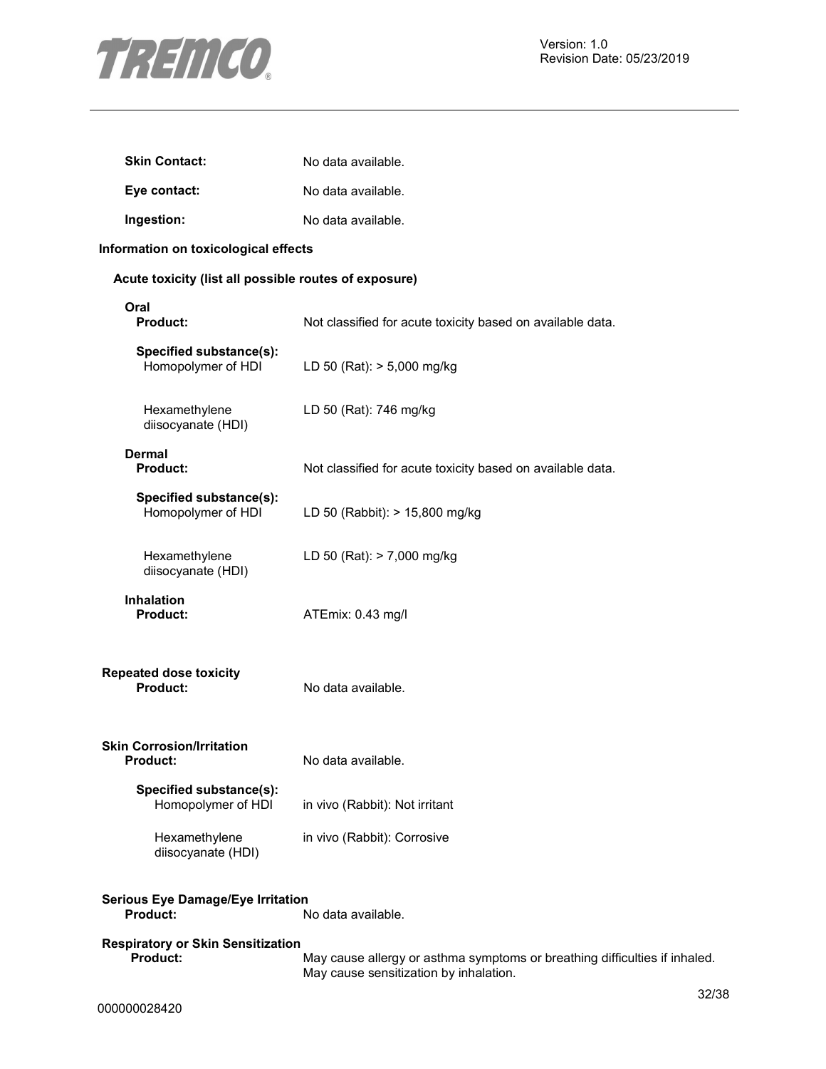**Skin Contact:** No data available.

**Eye contact:** No data available.

**Ingestion:** No data available.

**Information on toxicological effects**

**Acute toxicity (list all possible routes of exposure)**

**Oral**

**Product:** Not classified for acute toxicity based on available data.

**Specified substance(s):**

| | |
|---|---|
| Homopolymer of HDI | LD 50 (Rat): > 5,000 mg/kg |
| Hexamethylene diisocyanate (HDI) | LD 50 (Rat): 746 mg/kg |

**Dermal**

**Product:** Not classified for acute toxicity based on available data.

**Specified substance(s):**

| | |
|---|---|
| Homopolymer of HDI | LD 50 (Rabbit): > 15,800 mg/kg |
| Hexamethylene diisocyanate (HDI) | LD 50 (Rat): > 7,000 mg/kg |

**Inhalation**

**Product:** ATEmix: 0.43 mg/l

**Repeated dose toxicity**

**Product:** No data available.

**Skin Corrosion/Irritation**

**Product:** No data available.

**Specified substance(s):**

| | |
|---|---|
| Homopolymer of HDI | in vivo (Rabbit): Not irritant |
| Hexamethylene diisocyanate (HDI) | in vivo (Rabbit): Corrosive |

**Serious Eye Damage/Eye Irritation**

**Product:** No data available.

**Respiratory or Skin Sensitization**

**Product:** May cause allergy or asthma symptoms or breathing difficulties if inhaled. May cause sensitization by inhalation.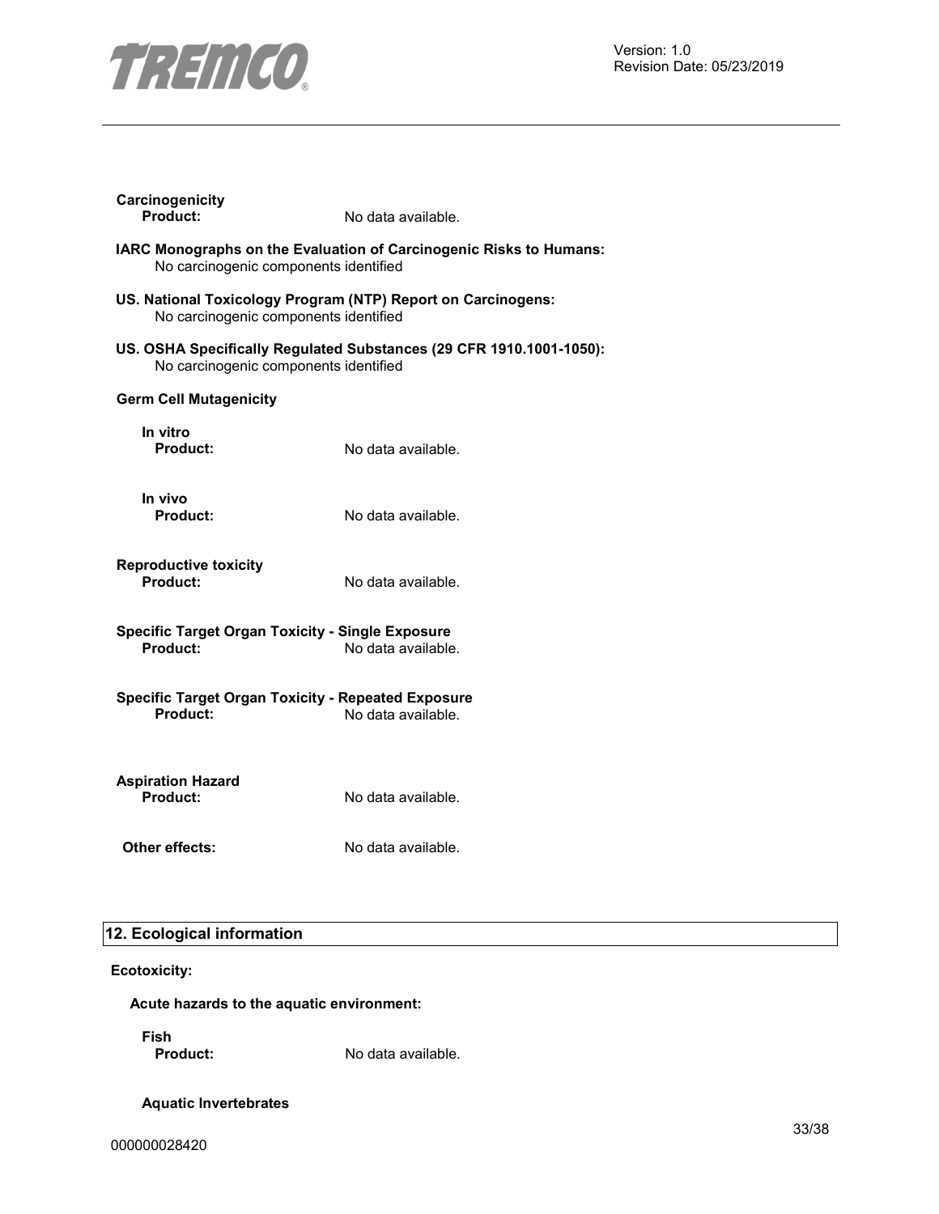**Carcinogenicity**

**Product:** No data available.

**IARC Monographs on the Evaluation of Carcinogenic Risks to Humans:**
No carcinogenic components identified

**US. National Toxicology Program (NTP) Report on Carcinogens:**
No carcinogenic components identified

**US. OSHA Specifically Regulated Substances (29 CFR 1910.1001-1050):**
No carcinogenic components identified

**Germ Cell Mutagenicity**

**In vitro**

**Product:** No data available.

**In vivo**

**Product:** No data available.

**Reproductive toxicity**

**Product:** No data available.

**Specific Target Organ Toxicity - Single Exposure**

**Product:** No data available.

**Specific Target Organ Toxicity - Repeated Exposure**

**Product:** No data available.

**Aspiration Hazard**

**Product:** No data available.

**Other effects:** No data available.

## 12. Ecological information

**Ecotoxicity:**

**Acute hazards to the aquatic environment:**

**Fish**

**Product:** No data available.

**Aquatic Invertebrates**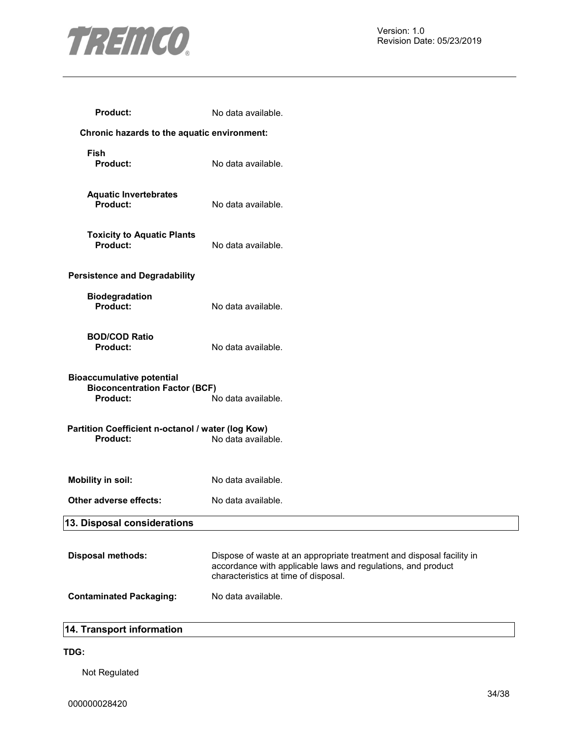**Product:** No data available.

**Chronic hazards to the aquatic environment:**

**Fish**
**Product:** No data available.

**Aquatic Invertebrates**
**Product:** No data available.

**Toxicity to Aquatic Plants**
**Product:** No data available.

**Persistence and Degradability**

**Biodegradation**
**Product:** No data available.

**BOD/COD Ratio**
**Product:** No data available.

**Bioaccumulative potential**
**Bioconcentration Factor (BCF)**
**Product:** No data available.

**Partition Coefficient n-octanol / water (log Kow)**
**Product:** No data available.

**Mobility in soil:** No data available.

**Other adverse effects:** No data available.

## 13. Disposal considerations

**Disposal methods:** Dispose of waste at an appropriate treatment and disposal facility in accordance with applicable laws and regulations, and product characteristics at time of disposal.

**Contaminated Packaging:** No data available.

## 14. Transport information

**TDG:**

Not Regulated

000000028420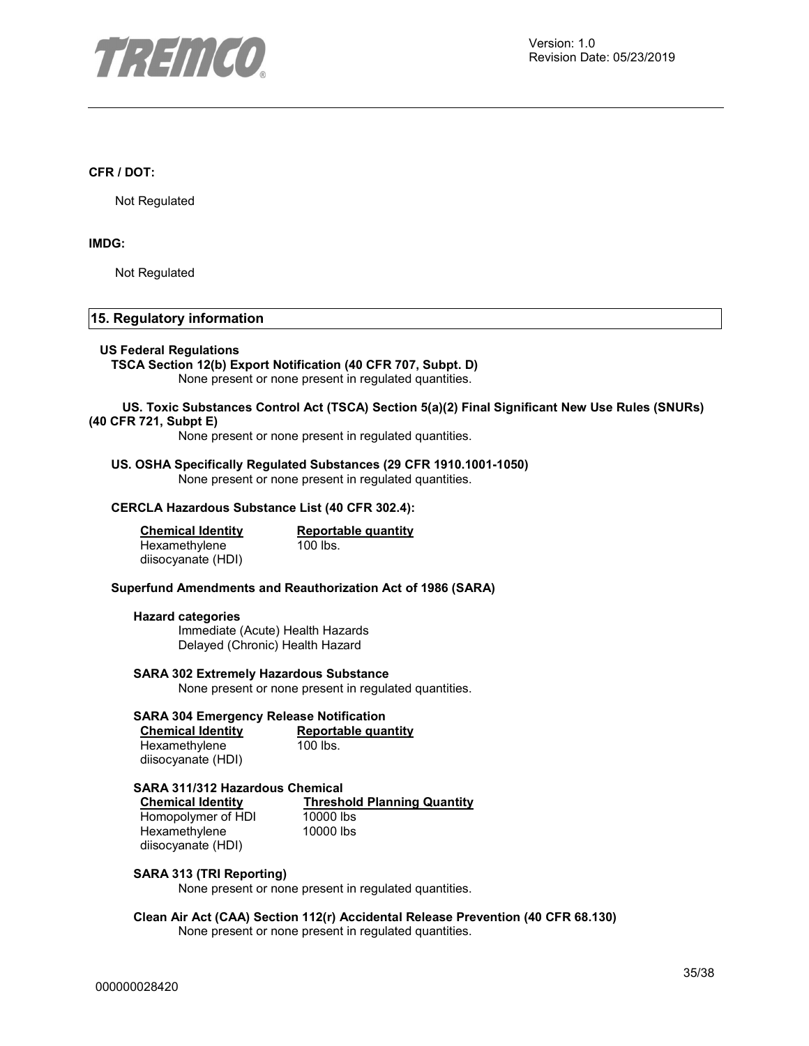**CFR / DOT:**

Not Regulated

**IMDG:**

Not Regulated

## 15. Regulatory information

**US Federal Regulations**

**TSCA Section 12(b) Export Notification (40 CFR 707, Subpt. D)**

None present or none present in regulated quantities.

**US. Toxic Substances Control Act (TSCA) Section 5(a)(2) Final Significant New Use Rules (SNURs) (40 CFR 721, Subpt E)**

None present or none present in regulated quantities.

**US. OSHA Specifically Regulated Substances (29 CFR 1910.1001-1050)**

None present or none present in regulated quantities.

**CERCLA Hazardous Substance List (40 CFR 302.4):**

| Chemical Identity | Reportable quantity |
|---|---|
| Hexamethylene diisocyanate (HDI) | 100 lbs. |

**Superfund Amendments and Reauthorization Act of 1986 (SARA)**

**Hazard categories**

Immediate (Acute) Health Hazards
Delayed (Chronic) Health Hazard

**SARA 302 Extremely Hazardous Substance**

None present or none present in regulated quantities.

**SARA 304 Emergency Release Notification**

| Chemical Identity | Reportable quantity |
|---|---|
| Hexamethylene diisocyanate (HDI) | 100 lbs. |

**SARA 311/312 Hazardous Chemical**

| Chemical Identity | Threshold Planning Quantity |
|---|---|
| Homopolymer of HDI | 10000 lbs |
| Hexamethylene diisocyanate (HDI) | 10000 lbs |

**SARA 313 (TRI Reporting)**

None present or none present in regulated quantities.

**Clean Air Act (CAA) Section 112(r) Accidental Release Prevention (40 CFR 68.130)**

None present or none present in regulated quantities.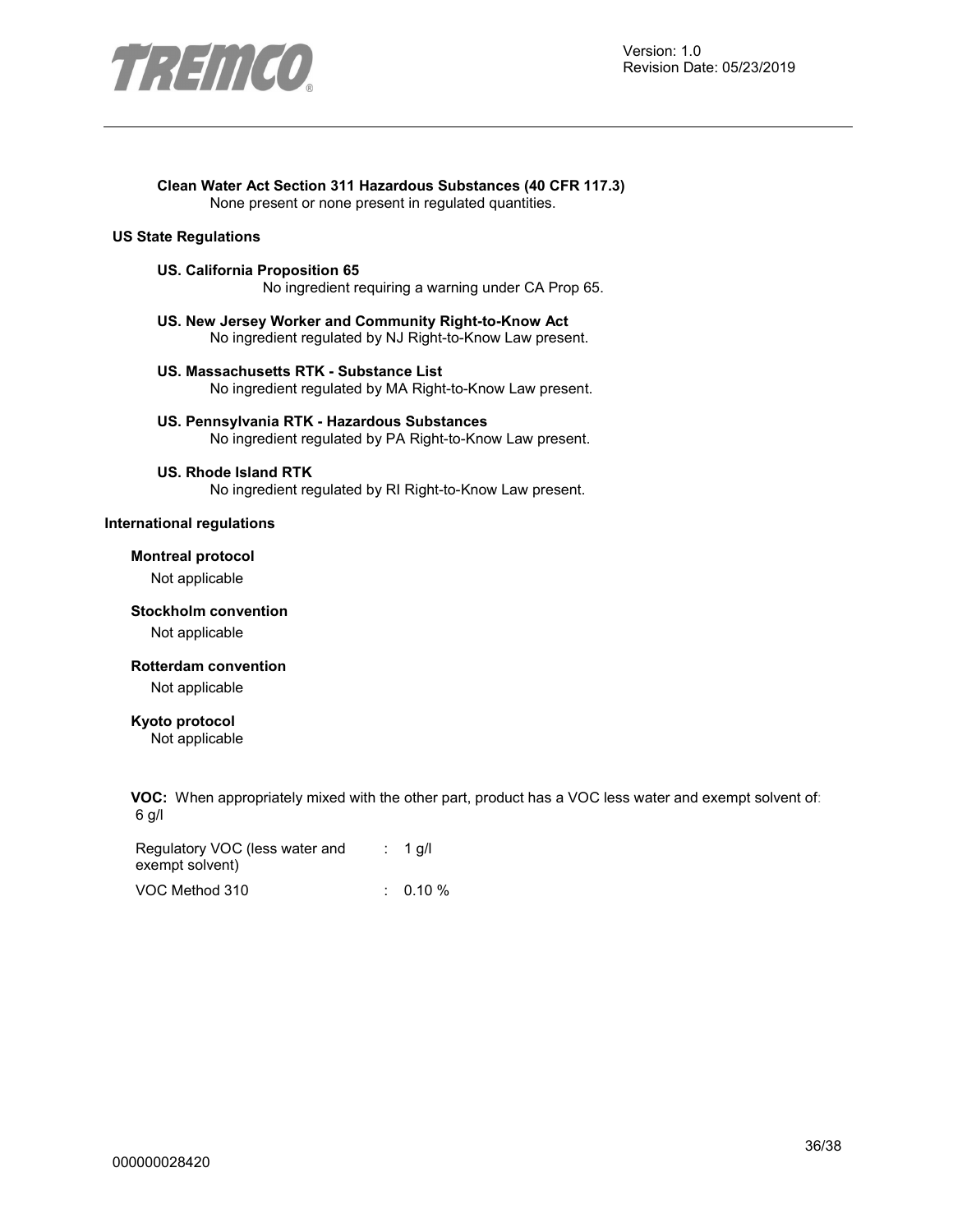**Clean Water Act Section 311 Hazardous Substances (40 CFR 117.3)**
None present or none present in regulated quantities.

**US State Regulations**

**US. California Proposition 65**
No ingredient requiring a warning under CA Prop 65.

**US. New Jersey Worker and Community Right-to-Know Act**
No ingredient regulated by NJ Right-to-Know Law present.

**US. Massachusetts RTK - Substance List**
No ingredient regulated by MA Right-to-Know Law present.

**US. Pennsylvania RTK - Hazardous Substances**
No ingredient regulated by PA Right-to-Know Law present.

**US. Rhode Island RTK**
No ingredient regulated by RI Right-to-Know Law present.

**International regulations**

**Montreal protocol**

Not applicable

**Stockholm convention**

Not applicable

**Rotterdam convention**

Not applicable

**Kyoto protocol**

Not applicable

**VOC:** When appropriately mixed with the other part, product has a VOC less water and exempt solvent of: 6 g/l

| | | |
|---|---|---|
| Regulatory VOC (less water and exempt solvent) | : | 1 g/l |
| VOC Method 310 | : | 0.10 % |

000000028420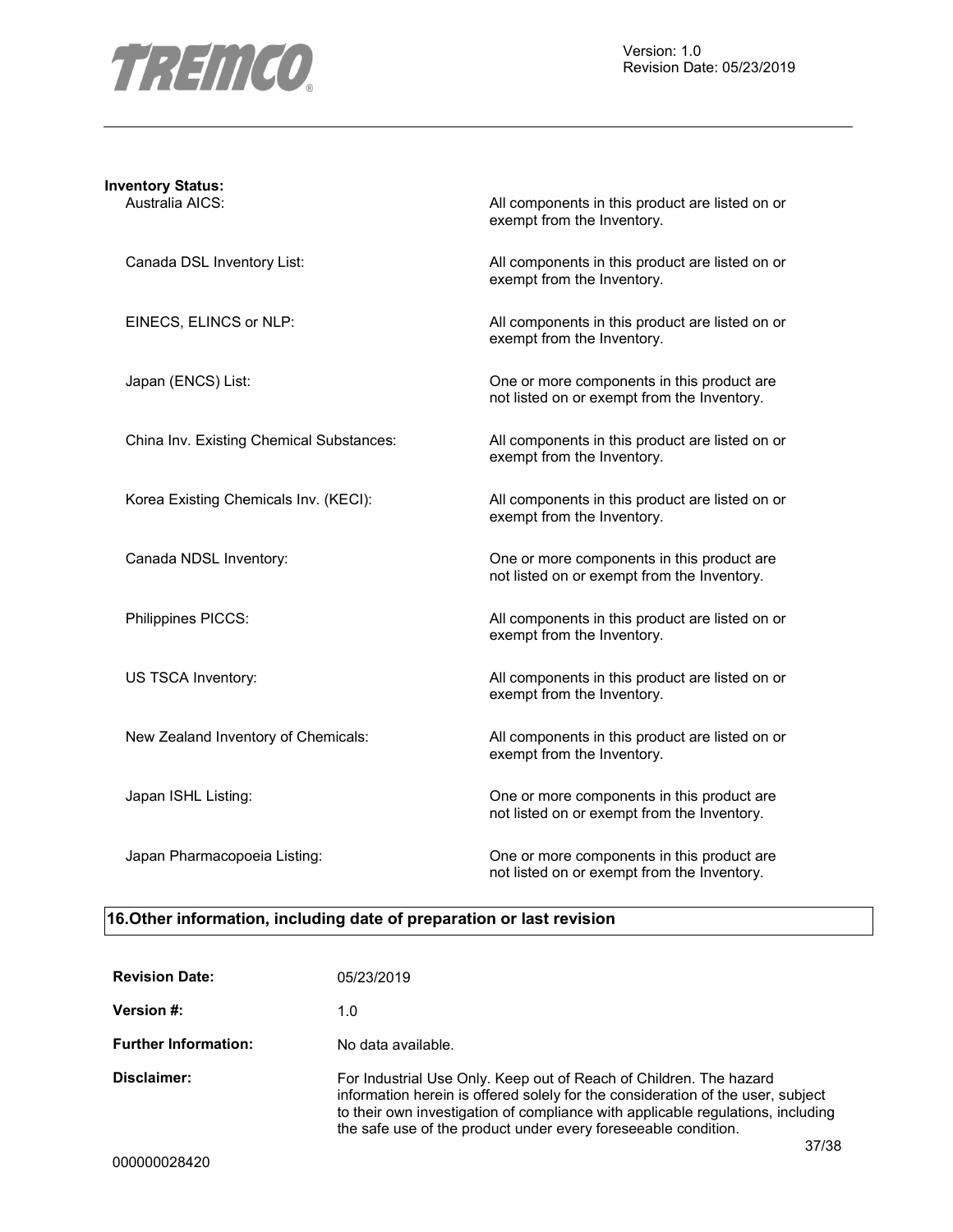**Inventory Status:**

| | |
|---|---|
| Australia AICS: | All components in this product are listed on or exempt from the Inventory. |
| Canada DSL Inventory List: | All components in this product are listed on or exempt from the Inventory. |
| EINECS, ELINCS or NLP: | All components in this product are listed on or exempt from the Inventory. |
| Japan (ENCS) List: | One or more components in this product are not listed on or exempt from the Inventory. |
| China Inv. Existing Chemical Substances: | All components in this product are listed on or exempt from the Inventory. |
| Korea Existing Chemicals Inv. (KECI): | All components in this product are listed on or exempt from the Inventory. |
| Canada NDSL Inventory: | One or more components in this product are not listed on or exempt from the Inventory. |
| Philippines PICCS: | All components in this product are listed on or exempt from the Inventory. |
| US TSCA Inventory: | All components in this product are listed on or exempt from the Inventory. |
| New Zealand Inventory of Chemicals: | All components in this product are listed on or exempt from the Inventory. |
| Japan ISHL Listing: | One or more components in this product are not listed on or exempt from the Inventory. |
| Japan Pharmacopoeia Listing: | One or more components in this product are not listed on or exempt from the Inventory. |

## 16.Other information, including date of preparation or last revision

| | |
|---|---|
| **Revision Date:** | 05/23/2019 |
| **Version #:** | 1.0 |
| **Further Information:** | No data available. |
| **Disclaimer:** | For Industrial Use Only. Keep out of Reach of Children. The hazard information herein is offered solely for the consideration of the user, subject to their own investigation of compliance with applicable regulations, including the safe use of the product under every foreseeable condition. |

000000028420